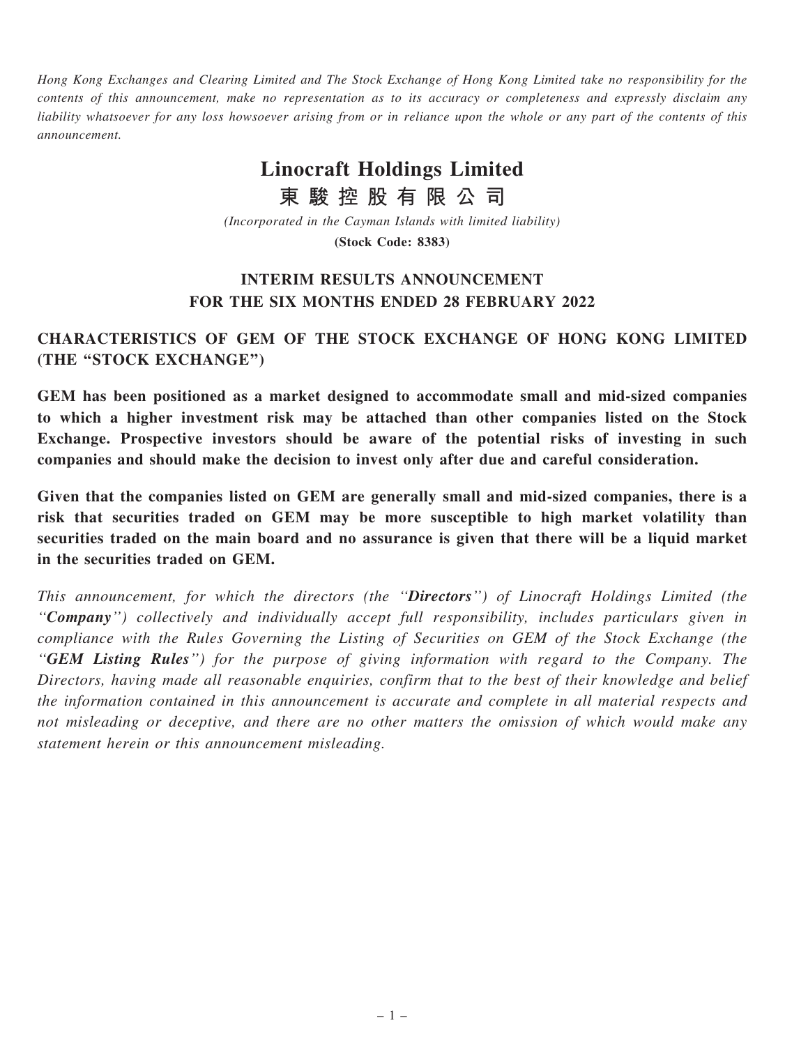*Hong Kong Exchanges and Clearing Limited and The Stock Exchange of Hong Kong Limited take no responsibility for the contents of this announcement, make no representation as to its accuracy or completeness and expressly disclaim any liability whatsoever for any loss howsoever arising from or in reliance upon the whole or any part of the contents of this announcement.*

# Linocraft Holdings Limited
# 東駿控股有限公司

*(Incorporated in the Cayman Islands with limited liability)*

**(Stock Code: 8383)**

## INTERIM RESULTS ANNOUNCEMENT FOR THE SIX MONTHS ENDED 28 FEBRUARY 2022

## CHARACTERISTICS OF GEM OF THE STOCK EXCHANGE OF HONG KONG LIMITED (THE "STOCK EXCHANGE")

**GEM has been positioned as a market designed to accommodate small and mid-sized companies to which a higher investment risk may be attached than other companies listed on the Stock Exchange. Prospective investors should be aware of the potential risks of investing in such companies and should make the decision to invest only after due and careful consideration.**

**Given that the companies listed on GEM are generally small and mid-sized companies, there is a risk that securities traded on GEM may be more susceptible to high market volatility than securities traded on the main board and no assurance is given that there will be a liquid market in the securities traded on GEM.**

*This announcement, for which the directors (the "**Directors**") of Linocraft Holdings Limited (the "**Company**") collectively and individually accept full responsibility, includes particulars given in compliance with the Rules Governing the Listing of Securities on GEM of the Stock Exchange (the "**GEM Listing Rules**") for the purpose of giving information with regard to the Company. The Directors, having made all reasonable enquiries, confirm that to the best of their knowledge and belief the information contained in this announcement is accurate and complete in all material respects and not misleading or deceptive, and there are no other matters the omission of which would make any statement herein or this announcement misleading.*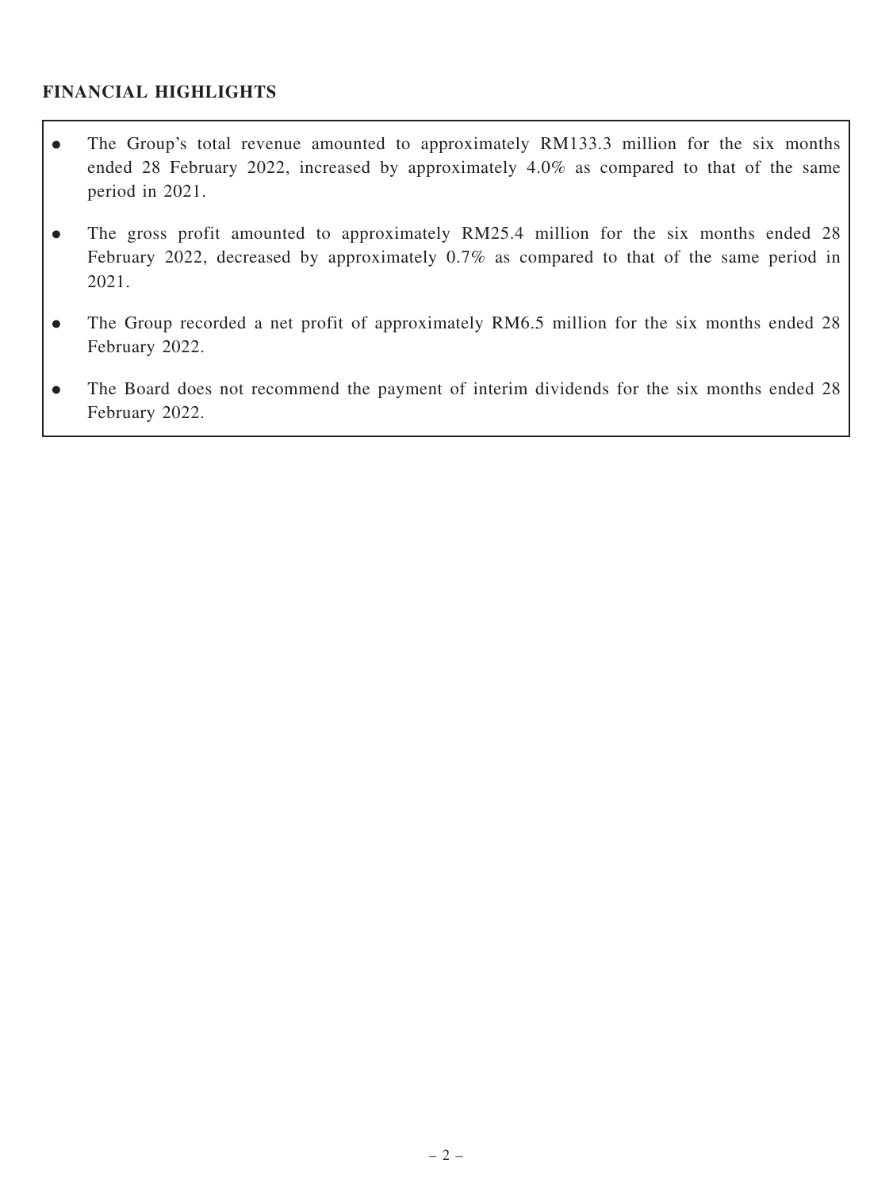## FINANCIAL HIGHLIGHTS

- The Group's total revenue amounted to approximately RM133.3 million for the six months ended 28 February 2022, increased by approximately 4.0% as compared to that of the same period in 2021.
- The gross profit amounted to approximately RM25.4 million for the six months ended 28 February 2022, decreased by approximately 0.7% as compared to that of the same period in 2021.
- The Group recorded a net profit of approximately RM6.5 million for the six months ended 28 February 2022.
- The Board does not recommend the payment of interim dividends for the six months ended 28 February 2022.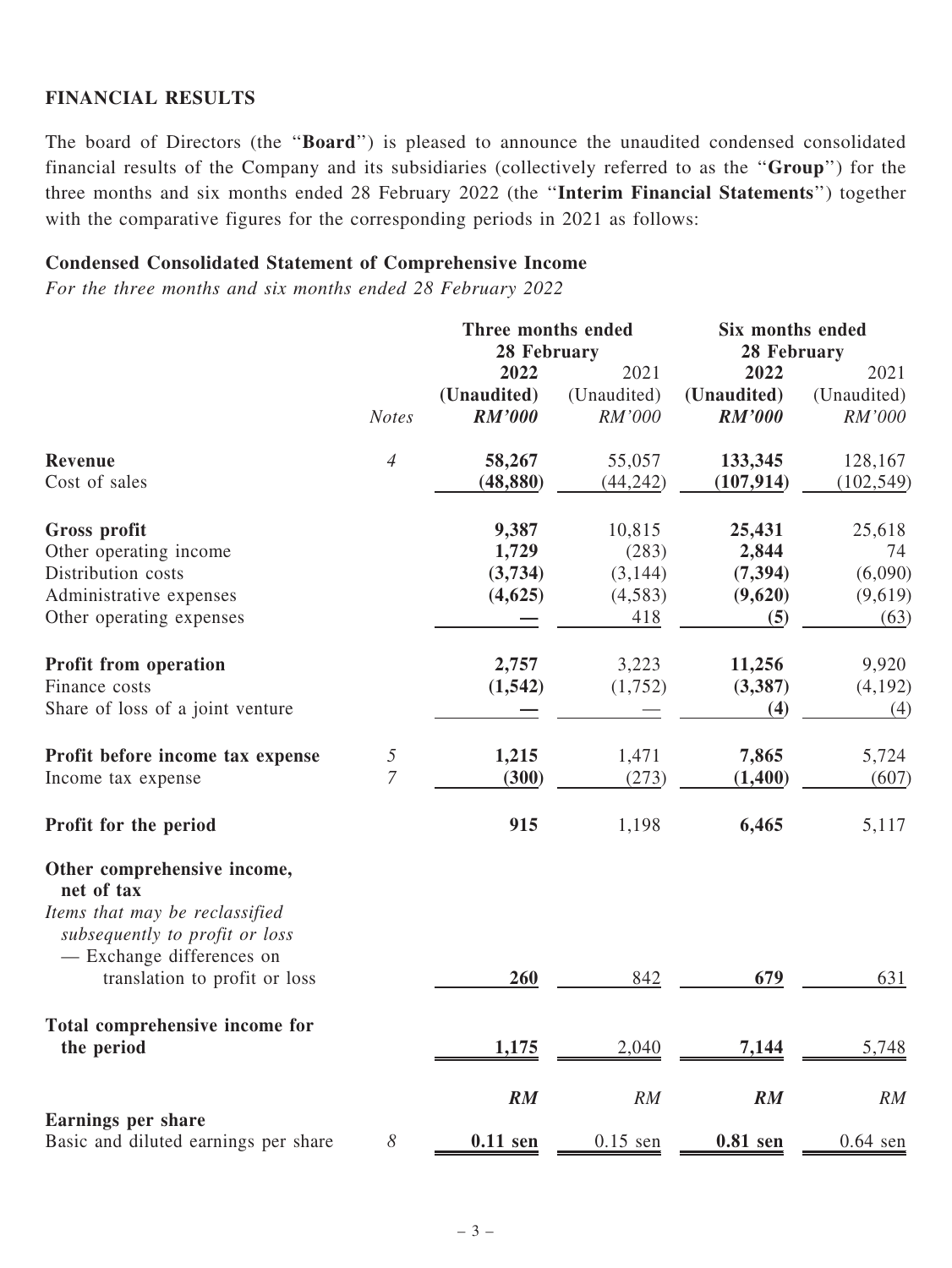## FINANCIAL RESULTS

The board of Directors (the "**Board**") is pleased to announce the unaudited condensed consolidated financial results of the Company and its subsidiaries (collectively referred to as the "**Group**") for the three months and six months ended 28 February 2022 (the "**Interim Financial Statements**") together with the comparative figures for the corresponding periods in 2021 as follows:

### Condensed Consolidated Statement of Comprehensive Income

*For the three months and six months ended 28 February 2022*

| | | Three months ended 28 February | | Six months ended 28 February | |
|---|---|---|---|---|---|
| | | **2022** | 2021 | **2022** | 2021 |
| | | **(Unaudited)** | (Unaudited) | **(Unaudited)** | (Unaudited) |
| | *Notes* | ***RM'000*** | *RM'000* | ***RM'000*** | *RM'000* |
| **Revenue** | *4* | **58,267** | 55,057 | **133,345** | 128,167 |
| Cost of sales | | **(48,880)** | (44,242) | **(107,914)** | (102,549) |
| **Gross profit** | | **9,387** | 10,815 | **25,431** | 25,618 |
| Other operating income | | **1,729** | (283) | **2,844** | 74 |
| Distribution costs | | **(3,734)** | (3,144) | **(7,394)** | (6,090) |
| Administrative expenses | | **(4,625)** | (4,583) | **(9,620)** | (9,619) |
| Other operating expenses | | **—** | 418 | **(5)** | (63) |
| **Profit from operation** | | **2,757** | 3,223 | **11,256** | 9,920 |
| Finance costs | | **(1,542)** | (1,752) | **(3,387)** | (4,192) |
| Share of loss of a joint venture | | **—** | — | **(4)** | (4) |
| **Profit before income tax expense** | *5* | **1,215** | 1,471 | **7,865** | 5,724 |
| Income tax expense | *7* | **(300)** | (273) | **(1,400)** | (607) |
| **Profit for the period** | | **915** | 1,198 | **6,465** | 5,117 |
| **Other comprehensive income, net of tax** | | | | | |
| *Items that may be reclassified subsequently to profit or loss* | | | | | |
| — Exchange differences on translation to profit or loss | | **260** | 842 | **679** | 631 |
| **Total comprehensive income for the period** | | **1,175** | 2,040 | **7,144** | 5,748 |
| | | ***RM*** | *RM* | ***RM*** | *RM* |
| **Earnings per share** | | | | | |
| Basic and diluted earnings per share | *8* | **0.11 sen** | 0.15 sen | **0.81 sen** | 0.64 sen |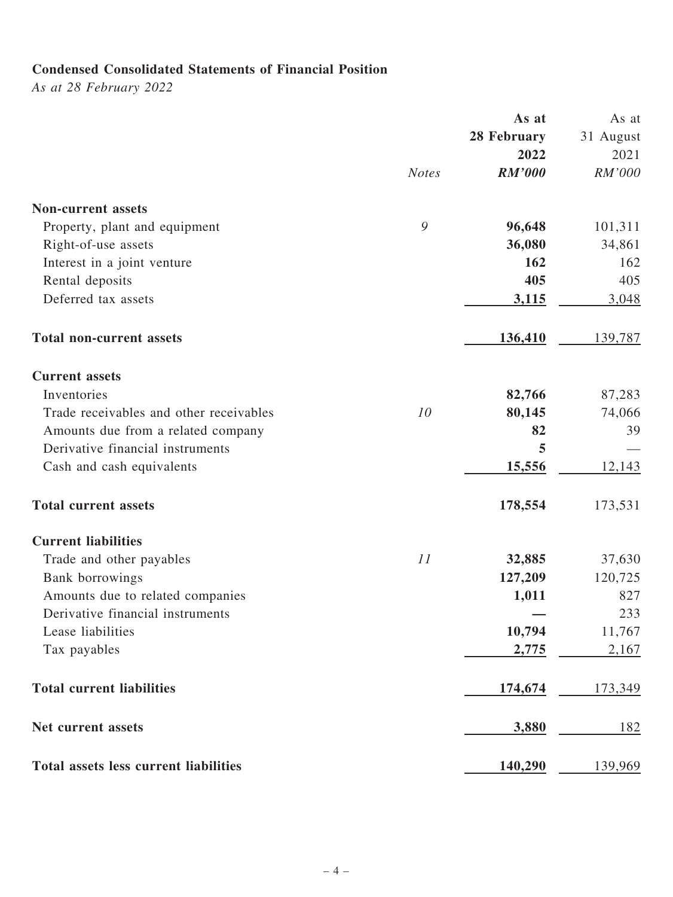**Condensed Consolidated Statements of Financial Position**

*As at 28 February 2022*

| | *Notes* | **As at 28 February 2022** *RM'000* | As at 31 August 2021 *RM'000* |
|---|---|---|---|
| **Non-current assets** | | | |
| Property, plant and equipment | *9* | **96,648** | 101,311 |
| Right-of-use assets | | **36,080** | 34,861 |
| Interest in a joint venture | | **162** | 162 |
| Rental deposits | | **405** | 405 |
| Deferred tax assets | | **3,115** | 3,048 |
| **Total non-current assets** | | **136,410** | 139,787 |
| **Current assets** | | | |
| Inventories | | **82,766** | 87,283 |
| Trade receivables and other receivables | *10* | **80,145** | 74,066 |
| Amounts due from a related company | | **82** | 39 |
| Derivative financial instruments | | **5** | — |
| Cash and cash equivalents | | **15,556** | 12,143 |
| **Total current assets** | | **178,554** | 173,531 |
| **Current liabilities** | | | |
| Trade and other payables | *11* | **32,885** | 37,630 |
| Bank borrowings | | **127,209** | 120,725 |
| Amounts due to related companies | | **1,011** | 827 |
| Derivative financial instruments | | **—** | 233 |
| Lease liabilities | | **10,794** | 11,767 |
| Tax payables | | **2,775** | 2,167 |
| **Total current liabilities** | | **174,674** | 173,349 |
| **Net current assets** | | **3,880** | 182 |
| **Total assets less current liabilities** | | **140,290** | 139,969 |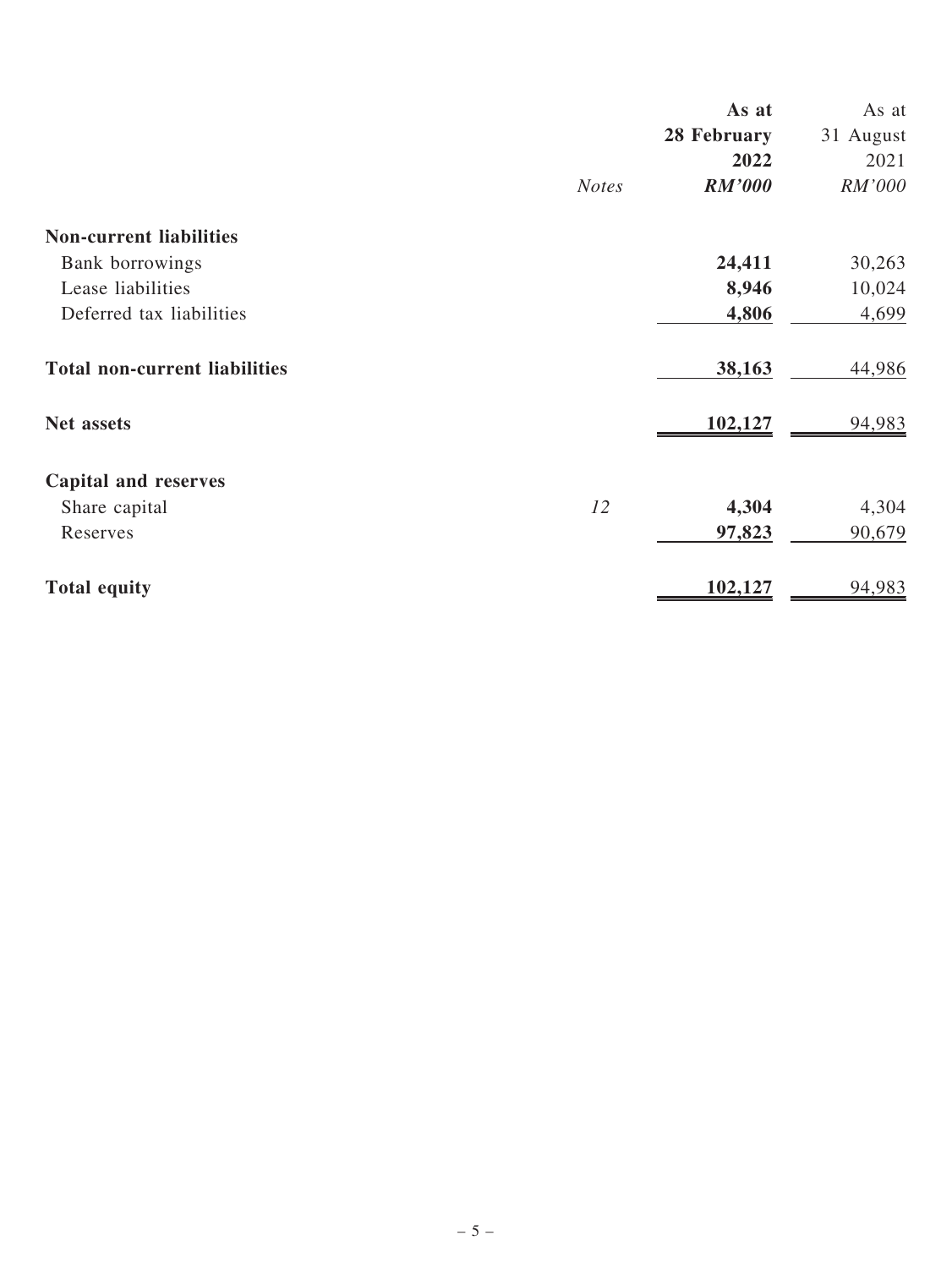| | Notes | As at 28 February 2022 RM'000 | As at 31 August 2021 RM'000 |
|---|---|---|---|
| **Non-current liabilities** | | | |
| Bank borrowings | | **24,411** | 30,263 |
| Lease liabilities | | **8,946** | 10,024 |
| Deferred tax liabilities | | **4,806** | 4,699 |
| **Total non-current liabilities** | | **38,163** | 44,986 |
| **Net assets** | | **102,127** | 94,983 |
| **Capital and reserves** | | | |
| Share capital | *12* | **4,304** | 4,304 |
| Reserves | | **97,823** | 90,679 |
| **Total equity** | | **102,127** | 94,983 |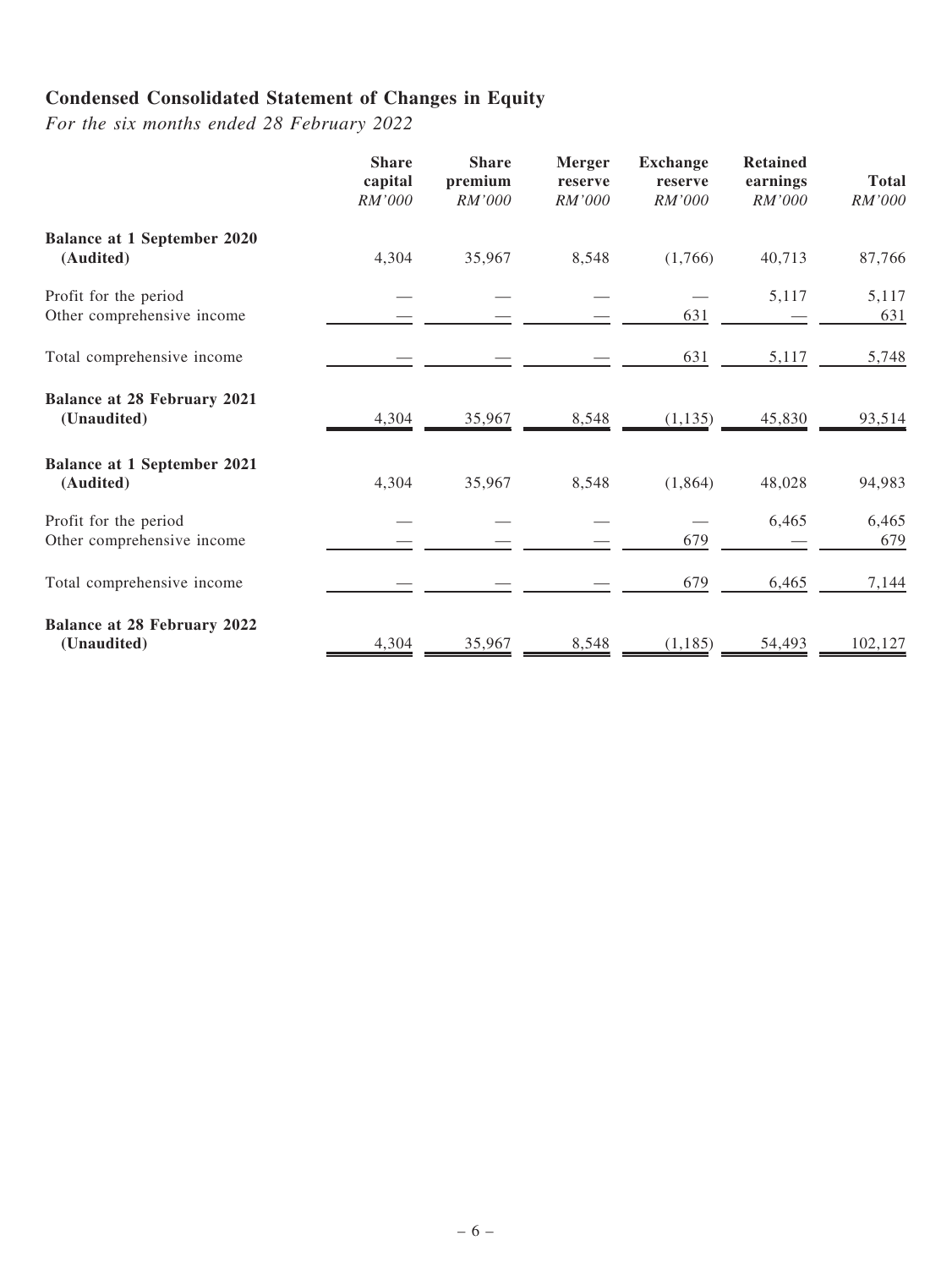## Condensed Consolidated Statement of Changes in Equity

*For the six months ended 28 February 2022*

| | Share capital *RM'000* | Share premium *RM'000* | Merger reserve *RM'000* | Exchange reserve *RM'000* | Retained earnings *RM'000* | Total *RM'000* |
|---|---|---|---|---|---|---|
| **Balance at 1 September 2020 (Audited)** | 4,304 | 35,967 | 8,548 | (1,766) | 40,713 | 87,766 |
| Profit for the period | — | — | — | — | 5,117 | 5,117 |
| Other comprehensive income | — | — | — | 631 | — | 631 |
| Total comprehensive income | — | — | — | 631 | 5,117 | 5,748 |
| **Balance at 28 February 2021 (Unaudited)** | 4,304 | 35,967 | 8,548 | (1,135) | 45,830 | 93,514 |
| **Balance at 1 September 2021 (Audited)** | 4,304 | 35,967 | 8,548 | (1,864) | 48,028 | 94,983 |
| Profit for the period | — | — | — | — | 6,465 | 6,465 |
| Other comprehensive income | — | — | — | 679 | — | 679 |
| Total comprehensive income | — | — | — | 679 | 6,465 | 7,144 |
| **Balance at 28 February 2022 (Unaudited)** | 4,304 | 35,967 | 8,548 | (1,185) | 54,493 | 102,127 |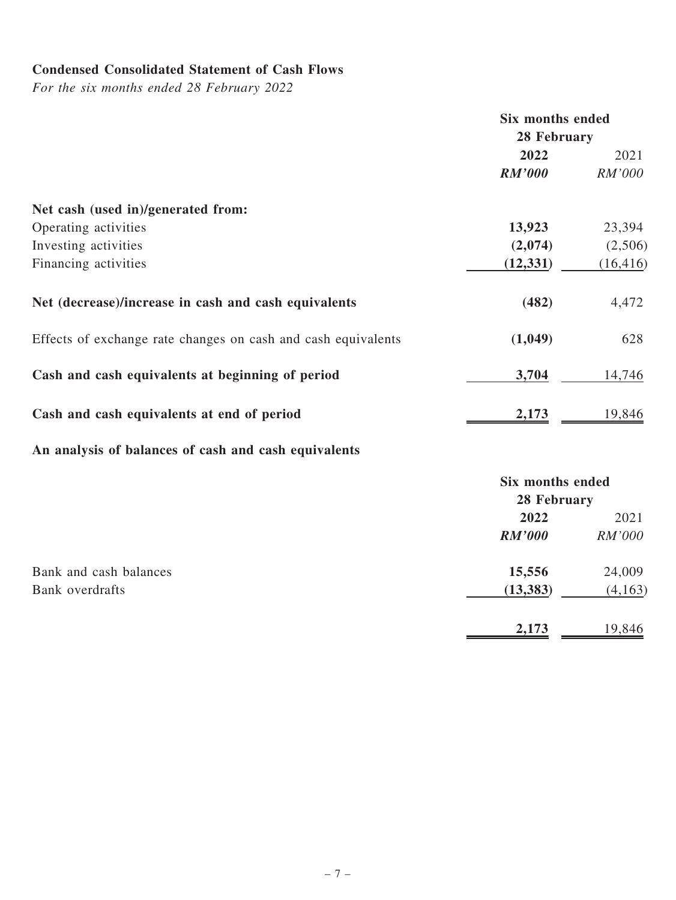**Condensed Consolidated Statement of Cash Flows**

*For the six months ended 28 February 2022*

| | Six months ended 28 February | |
|---|---|---|
| | **2022** | 2021 |
| | ***RM'000*** | *RM'000* |
| **Net cash (used in)/generated from:** | | |
| Operating activities | **13,923** | 23,394 |
| Investing activities | **(2,074)** | (2,506) |
| Financing activities | **(12,331)** | (16,416) |
| **Net (decrease)/increase in cash and cash equivalents** | **(482)** | 4,472 |
| Effects of exchange rate changes on cash and cash equivalents | **(1,049)** | 628 |
| **Cash and cash equivalents at beginning of period** | **3,704** | 14,746 |
| **Cash and cash equivalents at end of period** | **2,173** | 19,846 |

**An analysis of balances of cash and cash equivalents**

| | Six months ended 28 February | |
|---|---|---|
| | **2022** | 2021 |
| | ***RM'000*** | *RM'000* |
| Bank and cash balances | **15,556** | 24,009 |
| Bank overdrafts | **(13,383)** | (4,163) |
| | **2,173** | 19,846 |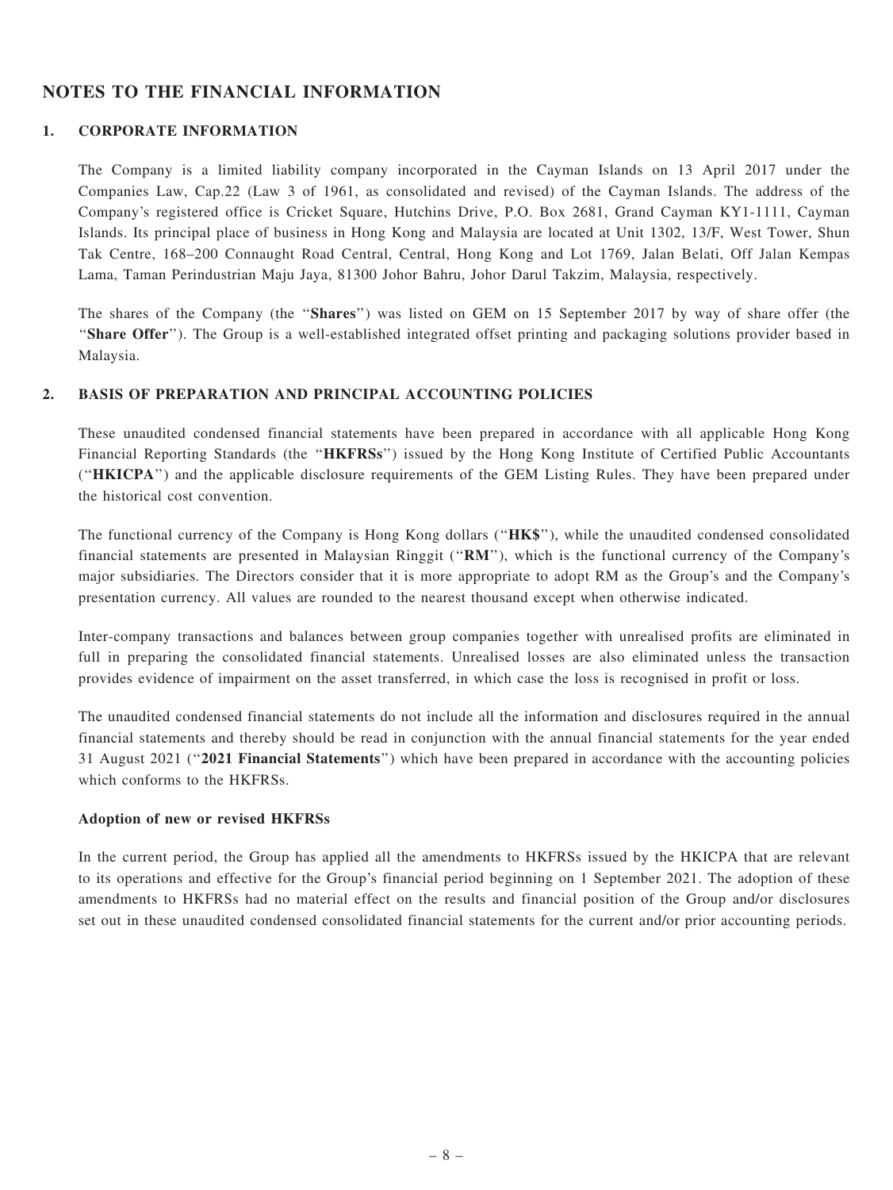# NOTES TO THE FINANCIAL INFORMATION

## 1. CORPORATE INFORMATION

The Company is a limited liability company incorporated in the Cayman Islands on 13 April 2017 under the Companies Law, Cap.22 (Law 3 of 1961, as consolidated and revised) of the Cayman Islands. The address of the Company's registered office is Cricket Square, Hutchins Drive, P.O. Box 2681, Grand Cayman KY1-1111, Cayman Islands. Its principal place of business in Hong Kong and Malaysia are located at Unit 1302, 13/F, West Tower, Shun Tak Centre, 168–200 Connaught Road Central, Central, Hong Kong and Lot 1769, Jalan Belati, Off Jalan Kempas Lama, Taman Perindustrian Maju Jaya, 81300 Johor Bahru, Johor Darul Takzim, Malaysia, respectively.

The shares of the Company (the "**Shares**") was listed on GEM on 15 September 2017 by way of share offer (the "**Share Offer**"). The Group is a well-established integrated offset printing and packaging solutions provider based in Malaysia.

## 2. BASIS OF PREPARATION AND PRINCIPAL ACCOUNTING POLICIES

These unaudited condensed financial statements have been prepared in accordance with all applicable Hong Kong Financial Reporting Standards (the "**HKFRSs**") issued by the Hong Kong Institute of Certified Public Accountants ("**HKICPA**") and the applicable disclosure requirements of the GEM Listing Rules. They have been prepared under the historical cost convention.

The functional currency of the Company is Hong Kong dollars ("**HK$**"), while the unaudited condensed consolidated financial statements are presented in Malaysian Ringgit ("**RM**"), which is the functional currency of the Company's major subsidiaries. The Directors consider that it is more appropriate to adopt RM as the Group's and the Company's presentation currency. All values are rounded to the nearest thousand except when otherwise indicated.

Inter-company transactions and balances between group companies together with unrealised profits are eliminated in full in preparing the consolidated financial statements. Unrealised losses are also eliminated unless the transaction provides evidence of impairment on the asset transferred, in which case the loss is recognised in profit or loss.

The unaudited condensed financial statements do not include all the information and disclosures required in the annual financial statements and thereby should be read in conjunction with the annual financial statements for the year ended 31 August 2021 ("**2021 Financial Statements**") which have been prepared in accordance with the accounting policies which conforms to the HKFRSs.

### Adoption of new or revised HKFRSs

In the current period, the Group has applied all the amendments to HKFRSs issued by the HKICPA that are relevant to its operations and effective for the Group's financial period beginning on 1 September 2021. The adoption of these amendments to HKFRSs had no material effect on the results and financial position of the Group and/or disclosures set out in these unaudited condensed consolidated financial statements for the current and/or prior accounting periods.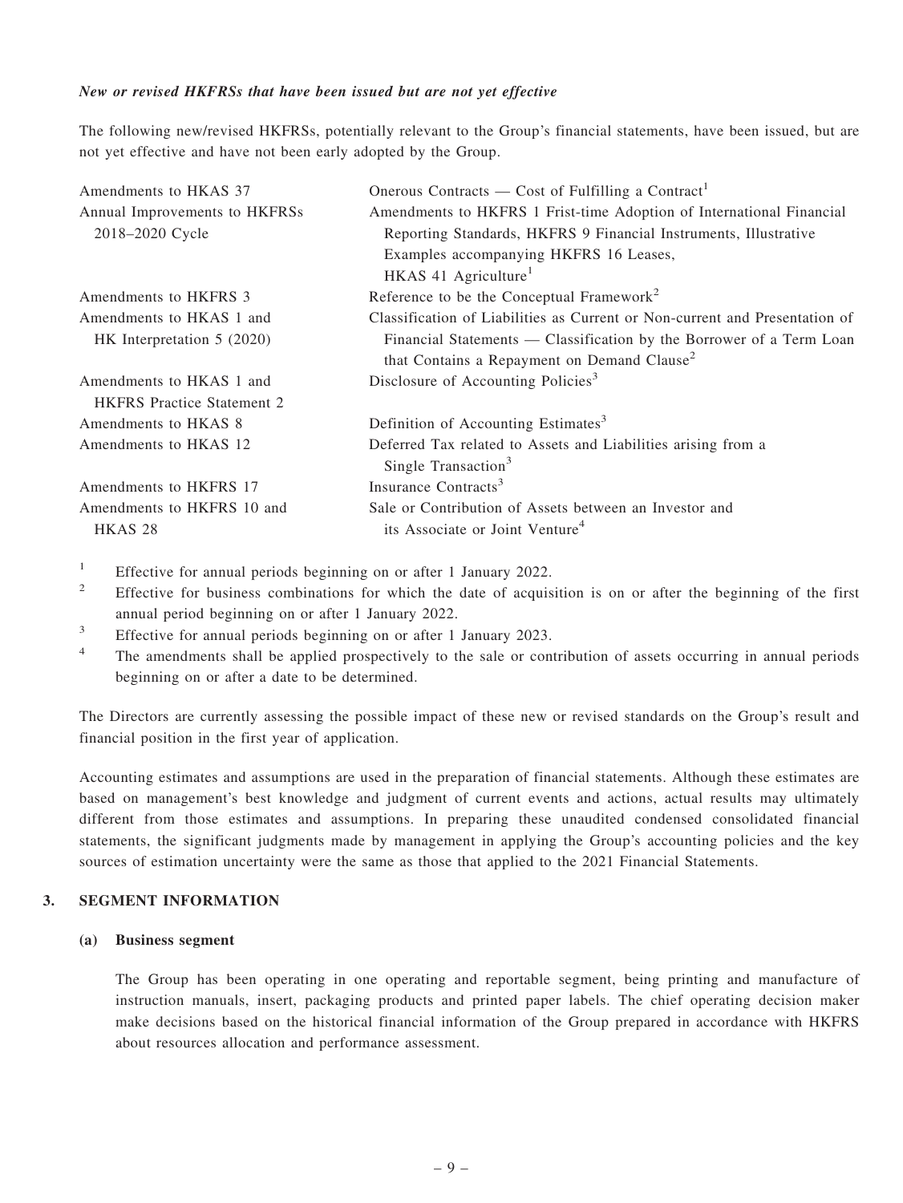***New or revised HKFRSs that have been issued but are not yet effective***

The following new/revised HKFRSs, potentially relevant to the Group's financial statements, have been issued, but are not yet effective and have not been early adopted by the Group.

| | |
|---|---|
| Amendments to HKAS 37 | Onerous Contracts — Cost of Fulfilling a Contract[1] |
| Annual Improvements to HKFRSs 2018–2020 Cycle | Amendments to HKFRS 1 Frist-time Adoption of International Financial Reporting Standards, HKFRS 9 Financial Instruments, Illustrative Examples accompanying HKFRS 16 Leases, HKAS 41 Agriculture[1] |
| Amendments to HKFRS 3 | Reference to be the Conceptual Framework[2] |
| Amendments to HKAS 1 and HK Interpretation 5 (2020) | Classification of Liabilities as Current or Non-current and Presentation of Financial Statements — Classification by the Borrower of a Term Loan that Contains a Repayment on Demand Clause[2] |
| Amendments to HKAS 1 and HKFRS Practice Statement 2 | Disclosure of Accounting Policies[3] |
| Amendments to HKAS 8 | Definition of Accounting Estimates[3] |
| Amendments to HKAS 12 | Deferred Tax related to Assets and Liabilities arising from a Single Transaction[3] |
| Amendments to HKFRS 17 | Insurance Contracts[3] |
| Amendments to HKFRS 10 and HKAS 28 | Sale or Contribution of Assets between an Investor and its Associate or Joint Venture[4] |

[1] Effective for annual periods beginning on or after 1 January 2022.

[2] Effective for business combinations for which the date of acquisition is on or after the beginning of the first annual period beginning on or after 1 January 2022.

[3] Effective for annual periods beginning on or after 1 January 2023.

[4] The amendments shall be applied prospectively to the sale or contribution of assets occurring in annual periods beginning on or after a date to be determined.

The Directors are currently assessing the possible impact of these new or revised standards on the Group's result and financial position in the first year of application.

Accounting estimates and assumptions are used in the preparation of financial statements. Although these estimates are based on management's best knowledge and judgment of current events and actions, actual results may ultimately different from those estimates and assumptions. In preparing these unaudited condensed consolidated financial statements, the significant judgments made by management in applying the Group's accounting policies and the key sources of estimation uncertainty were the same as those that applied to the 2021 Financial Statements.

## 3. SEGMENT INFORMATION

### (a) Business segment

The Group has been operating in one operating and reportable segment, being printing and manufacture of instruction manuals, insert, packaging products and printed paper labels. The chief operating decision maker make decisions based on the historical financial information of the Group prepared in accordance with HKFRS about resources allocation and performance assessment.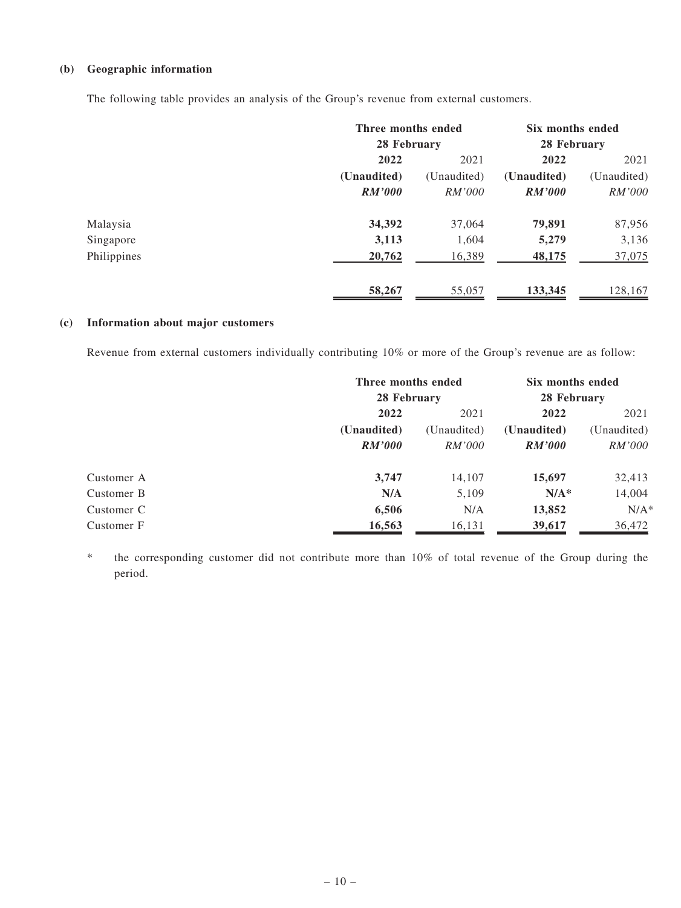**(b) Geographic information**

The following table provides an analysis of the Group's revenue from external customers.

| | Three months ended 28 February | | Six months ended 28 February | |
|---|---|---|---|---|
| | **2022** | 2021 | **2022** | 2021 |
| | **(Unaudited)** | (Unaudited) | **(Unaudited)** | (Unaudited) |
| | ***RM'000*** | *RM'000* | ***RM'000*** | *RM'000* |
| Malaysia | **34,392** | 37,064 | **79,891** | 87,956 |
| Singapore | **3,113** | 1,604 | **5,279** | 3,136 |
| Philippines | **20,762** | 16,389 | **48,175** | 37,075 |
| | **58,267** | 55,057 | **133,345** | 128,167 |

**(c) Information about major customers**

Revenue from external customers individually contributing 10% or more of the Group's revenue are as follow:

| | Three months ended 28 February | | Six months ended 28 February | |
|---|---|---|---|---|
| | **2022** | 2021 | **2022** | 2021 |
| | **(Unaudited)** | (Unaudited) | **(Unaudited)** | (Unaudited) |
| | ***RM'000*** | *RM'000* | ***RM'000*** | *RM'000* |
| Customer A | **3,747** | 14,107 | **15,697** | 32,413 |
| Customer B | **N/A** | 5,109 | **N/A*** | 14,004 |
| Customer C | **6,506** | N/A | **13,852** | N/A* |
| Customer F | **16,563** | 16,131 | **39,617** | 36,472 |

\* the corresponding customer did not contribute more than 10% of total revenue of the Group during the period.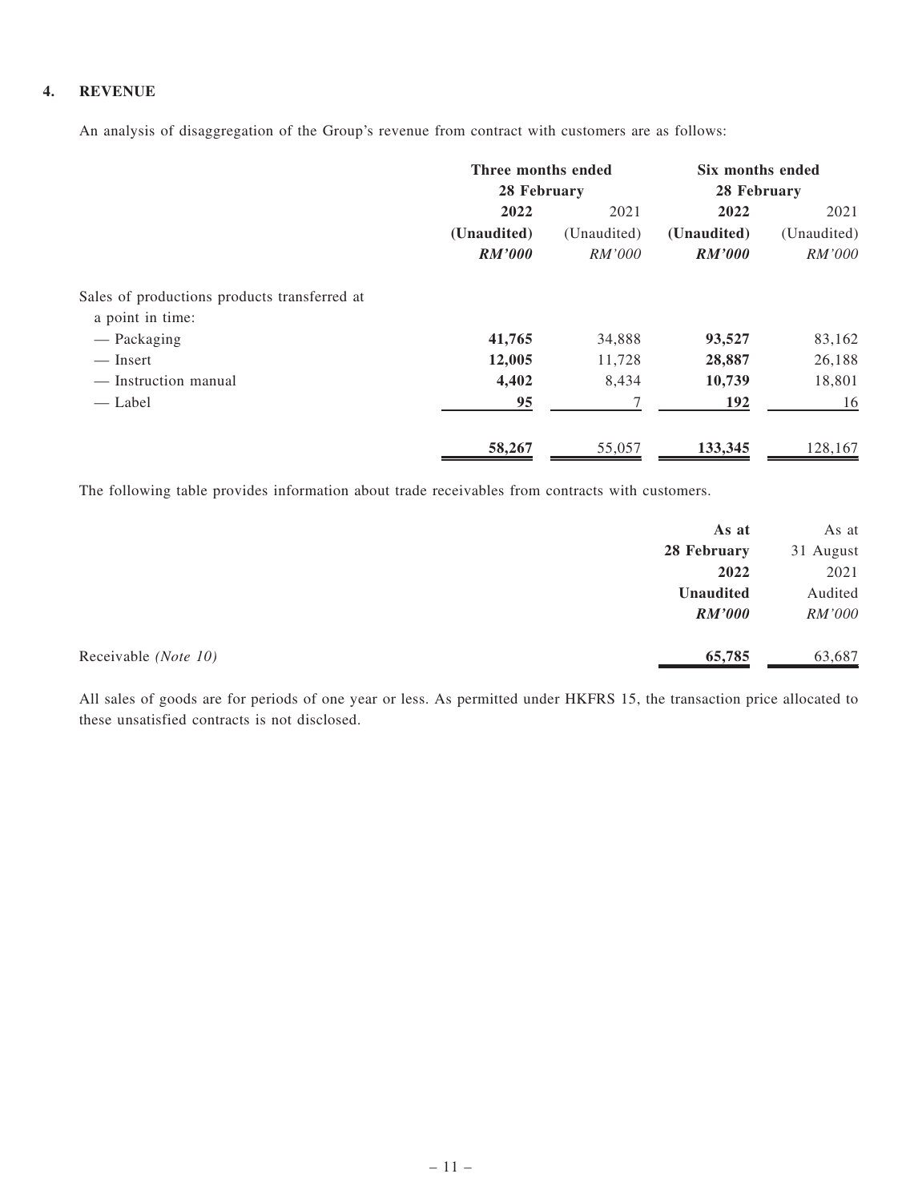## 4. REVENUE

An analysis of disaggregation of the Group's revenue from contract with customers are as follows:

| | Three months ended 28 February | | Six months ended 28 February | |
|---|---|---|---|---|
| | **2022** | 2021 | **2022** | 2021 |
| | **(Unaudited)** | (Unaudited) | **(Unaudited)** | (Unaudited) |
| | ***RM'000*** | *RM'000* | ***RM'000*** | *RM'000* |
| Sales of productions products transferred at a point in time: | | | | |
| — Packaging | **41,765** | 34,888 | **93,527** | 83,162 |
| — Insert | **12,005** | 11,728 | **28,887** | 26,188 |
| — Instruction manual | **4,402** | 8,434 | **10,739** | 18,801 |
| — Label | **95** | 7 | **192** | 16 |
| | **58,267** | 55,057 | **133,345** | 128,167 |

The following table provides information about trade receivables from contracts with customers.

| | **As at 28 February 2022** | As at 31 August 2021 |
|---|---|---|
| | **Unaudited** | Audited |
| | ***RM'000*** | *RM'000* |
| Receivable *(Note 10)* | **65,785** | 63,687 |

All sales of goods are for periods of one year or less. As permitted under HKFRS 15, the transaction price allocated to these unsatisfied contracts is not disclosed.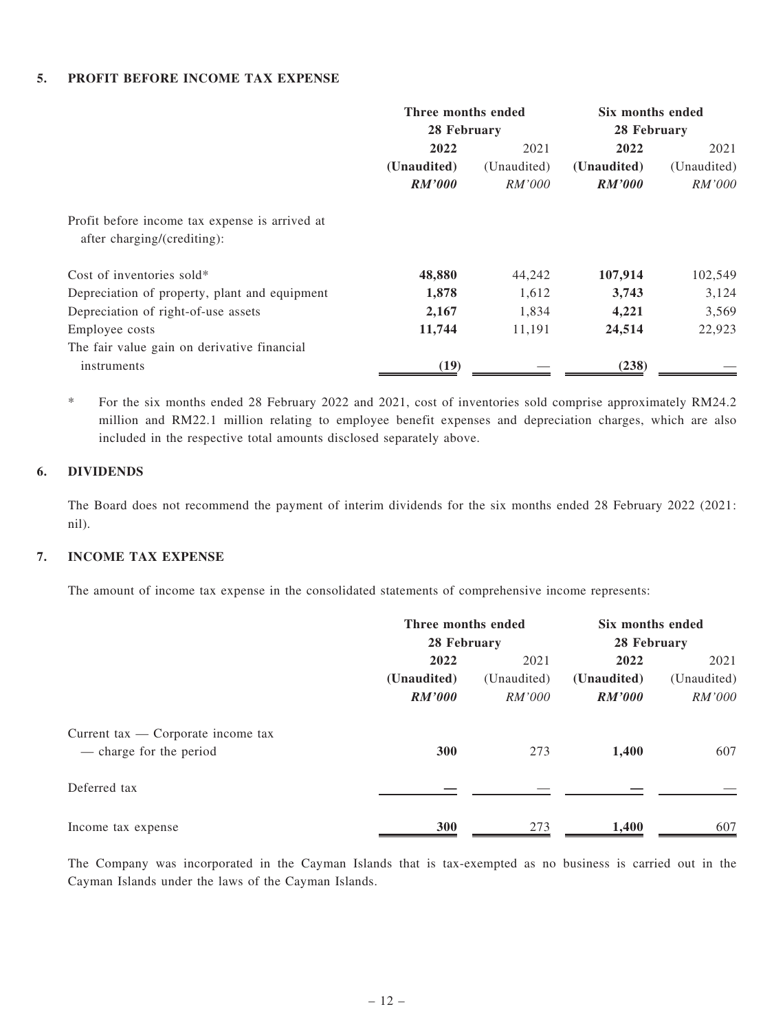### 5. PROFIT BEFORE INCOME TAX EXPENSE

| | Three months ended 28 February | | Six months ended 28 February | |
|---|---|---|---|---|
| | **2022** | 2021 | **2022** | 2021 |
| | **(Unaudited)** | (Unaudited) | **(Unaudited)** | (Unaudited) |
| | ***RM'000*** | *RM'000* | ***RM'000*** | *RM'000* |
| Profit before income tax expense is arrived at after charging/(crediting): | | | | |
| Cost of inventories sold* | **48,880** | 44,242 | **107,914** | 102,549 |
| Depreciation of property, plant and equipment | **1,878** | 1,612 | **3,743** | 3,124 |
| Depreciation of right-of-use assets | **2,167** | 1,834 | **4,221** | 3,569 |
| Employee costs | **11,744** | 11,191 | **24,514** | 22,923 |
| The fair value gain on derivative financial instruments | **(19)** | — | **(238)** | — |

\* For the six months ended 28 February 2022 and 2021, cost of inventories sold comprise approximately RM24.2 million and RM22.1 million relating to employee benefit expenses and depreciation charges, which are also included in the respective total amounts disclosed separately above.

### 6. DIVIDENDS

The Board does not recommend the payment of interim dividends for the six months ended 28 February 2022 (2021: nil).

### 7. INCOME TAX EXPENSE

The amount of income tax expense in the consolidated statements of comprehensive income represents:

| | Three months ended 28 February | | Six months ended 28 February | |
|---|---|---|---|---|
| | **2022** | 2021 | **2022** | 2021 |
| | **(Unaudited)** | (Unaudited) | **(Unaudited)** | (Unaudited) |
| | ***RM'000*** | *RM'000* | ***RM'000*** | *RM'000* |
| Current tax — Corporate income tax — charge for the period | **300** | 273 | **1,400** | 607 |
| Deferred tax | **—** | — | **—** | — |
| Income tax expense | **300** | 273 | **1,400** | 607 |

The Company was incorporated in the Cayman Islands that is tax-exempted as no business is carried out in the Cayman Islands under the laws of the Cayman Islands.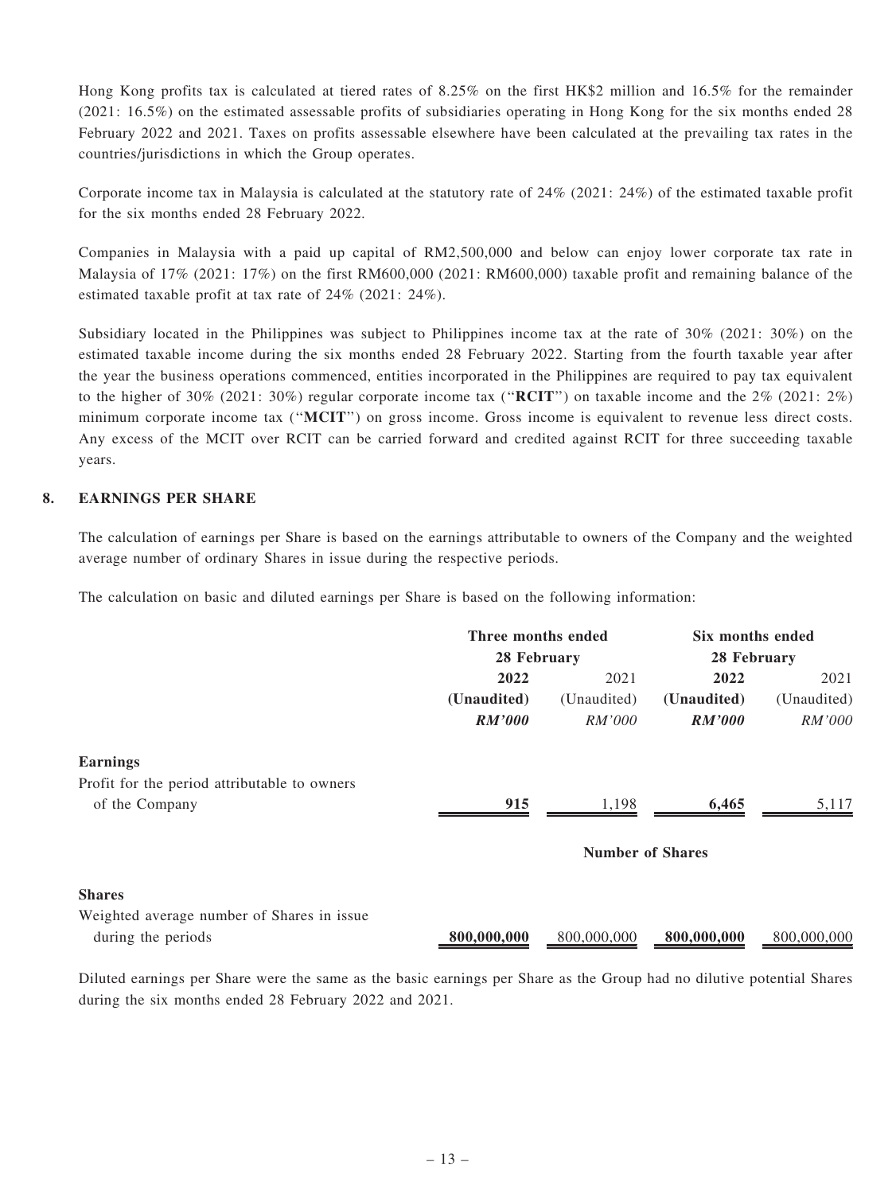Hong Kong profits tax is calculated at tiered rates of 8.25% on the first HK$2 million and 16.5% for the remainder (2021: 16.5%) on the estimated assessable profits of subsidiaries operating in Hong Kong for the six months ended 28 February 2022 and 2021. Taxes on profits assessable elsewhere have been calculated at the prevailing tax rates in the countries/jurisdictions in which the Group operates.

Corporate income tax in Malaysia is calculated at the statutory rate of 24% (2021: 24%) of the estimated taxable profit for the six months ended 28 February 2022.

Companies in Malaysia with a paid up capital of RM2,500,000 and below can enjoy lower corporate tax rate in Malaysia of 17% (2021: 17%) on the first RM600,000 (2021: RM600,000) taxable profit and remaining balance of the estimated taxable profit at tax rate of 24% (2021: 24%).

Subsidiary located in the Philippines was subject to Philippines income tax at the rate of 30% (2021: 30%) on the estimated taxable income during the six months ended 28 February 2022. Starting from the fourth taxable year after the year the business operations commenced, entities incorporated in the Philippines are required to pay tax equivalent to the higher of 30% (2021: 30%) regular corporate income tax ("**RCIT**") on taxable income and the 2% (2021: 2%) minimum corporate income tax ("**MCIT**") on gross income. Gross income is equivalent to revenue less direct costs. Any excess of the MCIT over RCIT can be carried forward and credited against RCIT for three succeeding taxable years.

## 8. EARNINGS PER SHARE

The calculation of earnings per Share is based on the earnings attributable to owners of the Company and the weighted average number of ordinary Shares in issue during the respective periods.

The calculation on basic and diluted earnings per Share is based on the following information:

| | **Three months ended 28 February** | | **Six months ended 28 February** | |
|---|---|---|---|---|
| | **2022** | 2021 | **2022** | 2021 |
| | **(Unaudited)** | (Unaudited) | **(Unaudited)** | (Unaudited) |
| | ***RM'000*** | *RM'000* | ***RM'000*** | *RM'000* |
| **Earnings** | | | | |
| Profit for the period attributable to owners of the Company | **915** | 1,198 | **6,465** | 5,117 |
| | **Number of Shares** | | | |
| **Shares** | | | | |
| Weighted average number of Shares in issue during the periods | **800,000,000** | 800,000,000 | **800,000,000** | 800,000,000 |

Diluted earnings per Share were the same as the basic earnings per Share as the Group had no dilutive potential Shares during the six months ended 28 February 2022 and 2021.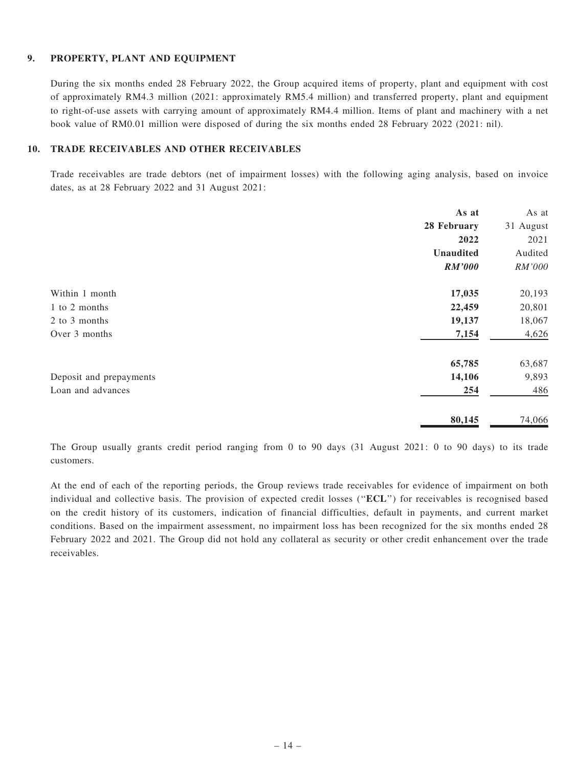## 9. PROPERTY, PLANT AND EQUIPMENT

During the six months ended 28 February 2022, the Group acquired items of property, plant and equipment with cost of approximately RM4.3 million (2021: approximately RM5.4 million) and transferred property, plant and equipment to right-of-use assets with carrying amount of approximately RM4.4 million. Items of plant and machinery with a net book value of RM0.01 million were disposed of during the six months ended 28 February 2022 (2021: nil).

## 10. TRADE RECEIVABLES AND OTHER RECEIVABLES

Trade receivables are trade debtors (net of impairment losses) with the following aging analysis, based on invoice dates, as at 28 February 2022 and 31 August 2021:

| | **As at 28 February 2022** | As at 31 August 2021 |
|---|---|---|
| | **Unaudited** | Audited |
| | ***RM'000*** | *RM'000* |
| Within 1 month | **17,035** | 20,193 |
| 1 to 2 months | **22,459** | 20,801 |
| 2 to 3 months | **19,137** | 18,067 |
| Over 3 months | **7,154** | 4,626 |
| | **65,785** | 63,687 |
| Deposit and prepayments | **14,106** | 9,893 |
| Loan and advances | **254** | 486 |
| | **80,145** | 74,066 |

The Group usually grants credit period ranging from 0 to 90 days (31 August 2021: 0 to 90 days) to its trade customers.

At the end of each of the reporting periods, the Group reviews trade receivables for evidence of impairment on both individual and collective basis. The provision of expected credit losses ("**ECL**") for receivables is recognised based on the credit history of its customers, indication of financial difficulties, default in payments, and current market conditions. Based on the impairment assessment, no impairment loss has been recognized for the six months ended 28 February 2022 and 2021. The Group did not hold any collateral as security or other credit enhancement over the trade receivables.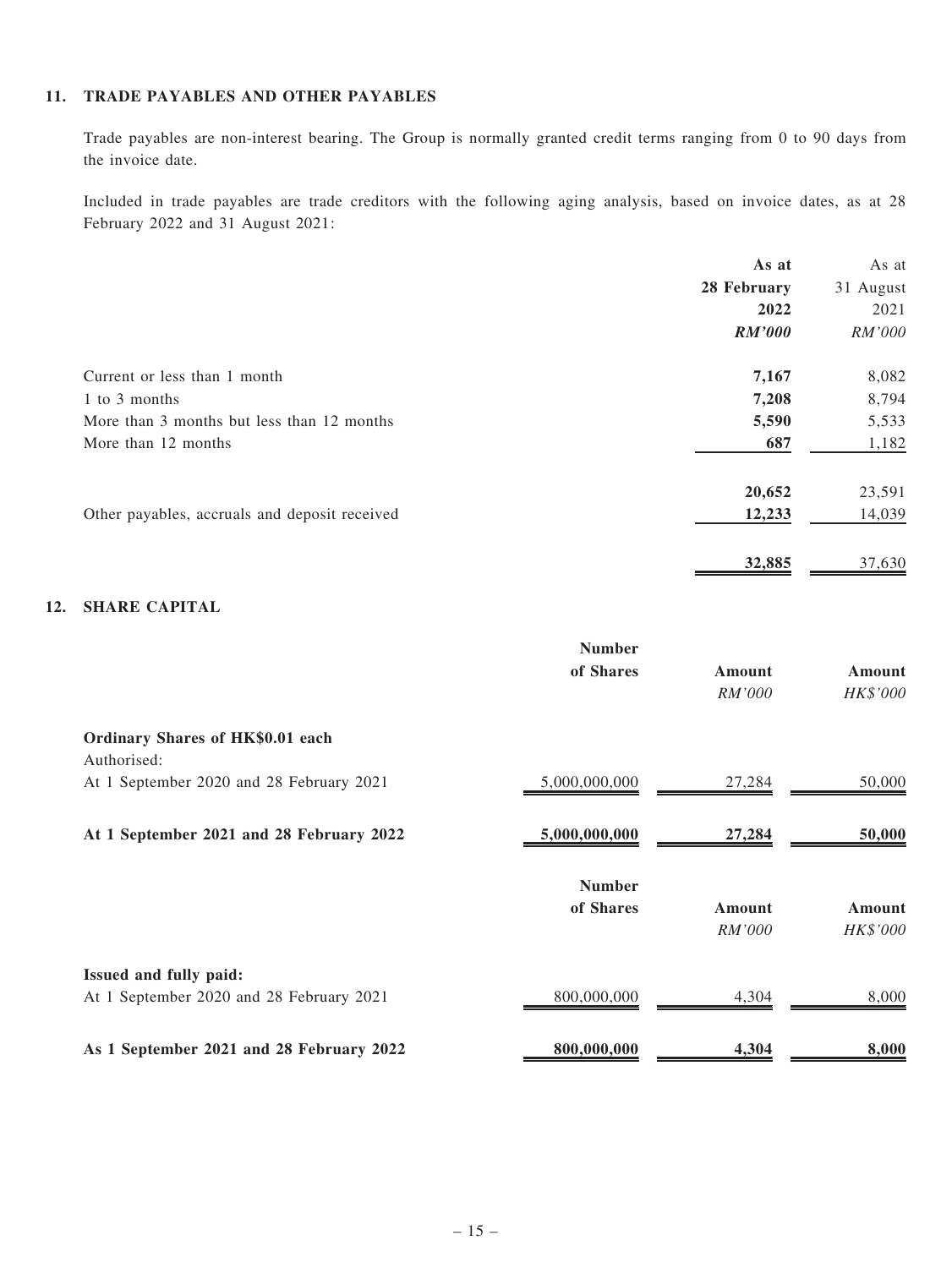## 11. TRADE PAYABLES AND OTHER PAYABLES

Trade payables are non-interest bearing. The Group is normally granted credit terms ranging from 0 to 90 days from the invoice date.

Included in trade payables are trade creditors with the following aging analysis, based on invoice dates, as at 28 February 2022 and 31 August 2021:

| | **As at 28 February 2022** | As at 31 August 2021 |
|---|---|---|
| | ***RM'000*** | *RM'000* |
| Current or less than 1 month | **7,167** | 8,082 |
| 1 to 3 months | **7,208** | 8,794 |
| More than 3 months but less than 12 months | **5,590** | 5,533 |
| More than 12 months | **687** | 1,182 |
| | **20,652** | 23,591 |
| Other payables, accruals and deposit received | **12,233** | 14,039 |
| | **32,885** | 37,630 |

## 12. SHARE CAPITAL

| | Number of Shares | Amount | Amount |
|---|---|---|---|
| | | *RM'000* | *HK$'000* |
| **Ordinary Shares of HK$0.01 each** | | | |
| Authorised: | | | |
| At 1 September 2020 and 28 February 2021 | 5,000,000,000 | 27,284 | 50,000 |
| **At 1 September 2021 and 28 February 2022** | **5,000,000,000** | **27,284** | **50,000** |

| | Number of Shares | Amount | Amount |
|---|---|---|---|
| | | *RM'000* | *HK$'000* |
| **Issued and fully paid:** | | | |
| At 1 September 2020 and 28 February 2021 | 800,000,000 | 4,304 | 8,000 |
| **As 1 September 2021 and 28 February 2022** | **800,000,000** | **4,304** | **8,000** |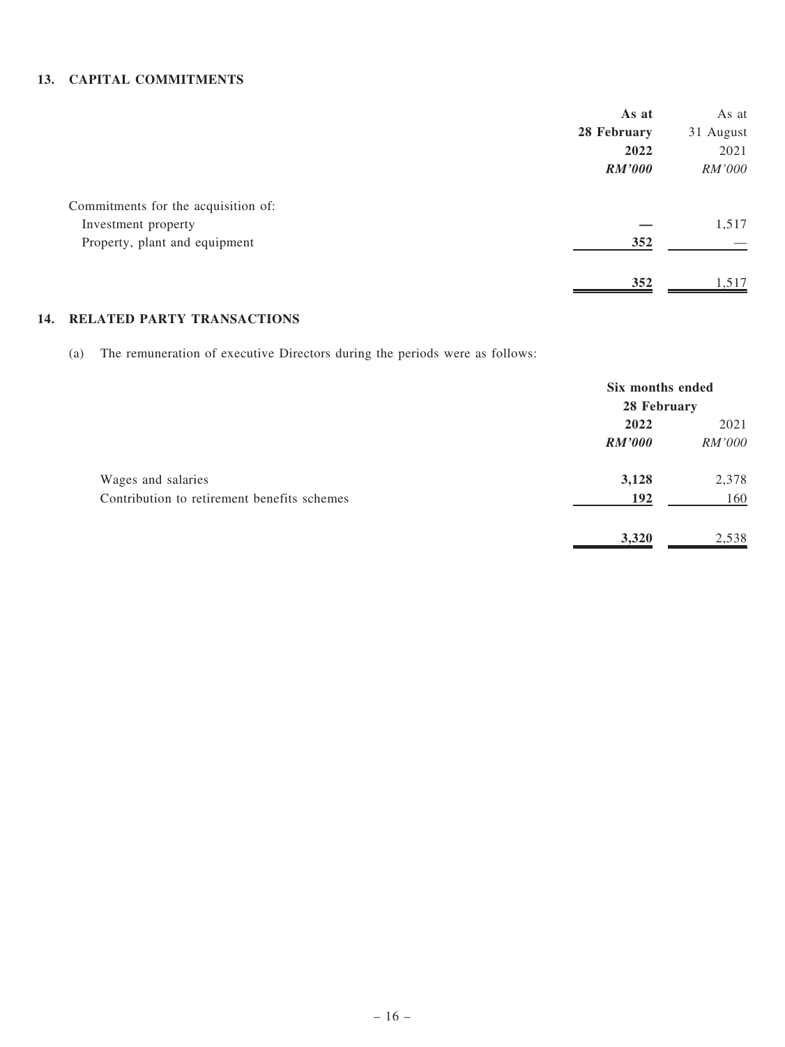## 13. CAPITAL COMMITMENTS

| | As at 28 February 2022 | As at 31 August 2021 |
|---|---|---|
| | ***RM'000*** | *RM'000* |
| Commitments for the acquisition of: | | |
| Investment property | **—** | 1,517 |
| Property, plant and equipment | **352** | — |
| | **352** | 1,517 |

## 14. RELATED PARTY TRANSACTIONS

(a) The remuneration of executive Directors during the periods were as follows:

| | Six months ended 28 February | |
|---|---|---|
| | **2022** | 2021 |
| | ***RM'000*** | *RM'000* |
| Wages and salaries | **3,128** | 2,378 |
| Contribution to retirement benefits schemes | **192** | 160 |
| | **3,320** | 2,538 |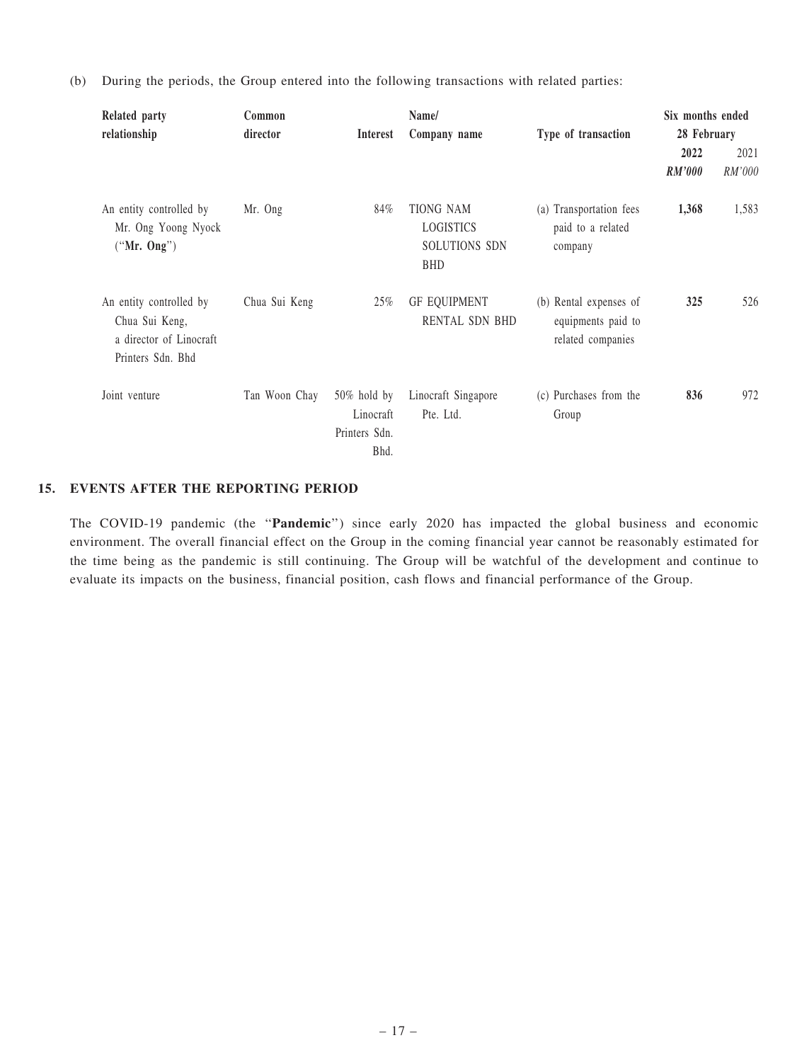(b) During the periods, the Group entered into the following transactions with related parties:

| Related party relationship | Common director | Interest | Name/ Company name | Type of transaction | Six months ended 28 February | |
|---|---|---|---|---|---|---|
| | | | | | **2022** | 2021 |
| | | | | | ***RM'000*** | *RM'000* |
| An entity controlled by Mr. Ong Yoong Nyock ("**Mr. Ong**") | Mr. Ong | 84% | TIONG NAM LOGISTICS SOLUTIONS SDN BHD | (a) Transportation fees paid to a related company | **1,368** | 1,583 |
| An entity controlled by Chua Sui Keng, a director of Linocraft Printers Sdn. Bhd | Chua Sui Keng | 25% | GF EQUIPMENT RENTAL SDN BHD | (b) Rental expenses of equipments paid to related companies | **325** | 526 |
| Joint venture | Tan Woon Chay | 50% hold by Linocraft Printers Sdn. Bhd. | Linocraft Singapore Pte. Ltd. | (c) Purchases from the Group | **836** | 972 |

## 15. EVENTS AFTER THE REPORTING PERIOD

The COVID-19 pandemic (the "**Pandemic**") since early 2020 has impacted the global business and economic environment. The overall financial effect on the Group in the coming financial year cannot be reasonably estimated for the time being as the pandemic is still continuing. The Group will be watchful of the development and continue to evaluate its impacts on the business, financial position, cash flows and financial performance of the Group.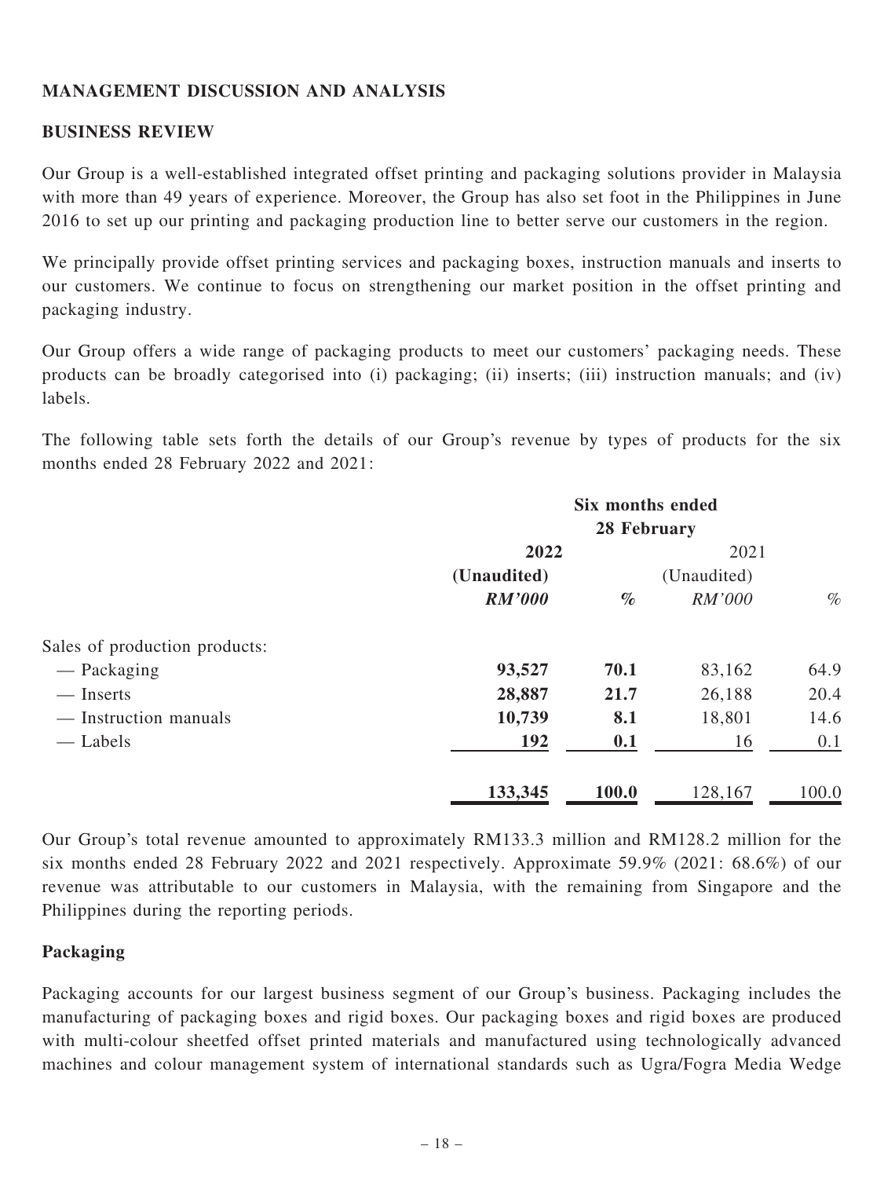## MANAGEMENT DISCUSSION AND ANALYSIS

### BUSINESS REVIEW

Our Group is a well-established integrated offset printing and packaging solutions provider in Malaysia with more than 49 years of experience. Moreover, the Group has also set foot in the Philippines in June 2016 to set up our printing and packaging production line to better serve our customers in the region.

We principally provide offset printing services and packaging boxes, instruction manuals and inserts to our customers. We continue to focus on strengthening our market position in the offset printing and packaging industry.

Our Group offers a wide range of packaging products to meet our customers' packaging needs. These products can be broadly categorised into (i) packaging; (ii) inserts; (iii) instruction manuals; and (iv) labels.

The following table sets forth the details of our Group's revenue by types of products for the six months ended 28 February 2022 and 2021:

| | Six months ended 28 February | | | |
|---|---|---|---|---|
| | **2022** | | 2021 | |
| | **(Unaudited)** | | (Unaudited) | |
| | ***RM'000*** | ***%*** | *RM'000* | *%* |
| Sales of production products: | | | | |
| — Packaging | **93,527** | **70.1** | 83,162 | 64.9 |
| — Inserts | **28,887** | **21.7** | 26,188 | 20.4 |
| — Instruction manuals | **10,739** | **8.1** | 18,801 | 14.6 |
| — Labels | **192** | **0.1** | 16 | 0.1 |
| | **133,345** | **100.0** | 128,167 | 100.0 |

Our Group's total revenue amounted to approximately RM133.3 million and RM128.2 million for the six months ended 28 February 2022 and 2021 respectively. Approximate 59.9% (2021: 68.6%) of our revenue was attributable to our customers in Malaysia, with the remaining from Singapore and the Philippines during the reporting periods.

### Packaging

Packaging accounts for our largest business segment of our Group's business. Packaging includes the manufacturing of packaging boxes and rigid boxes. Our packaging boxes and rigid boxes are produced with multi-colour sheetfed offset printed materials and manufactured using technologically advanced machines and colour management system of international standards such as Ugra/Fogra Media Wedge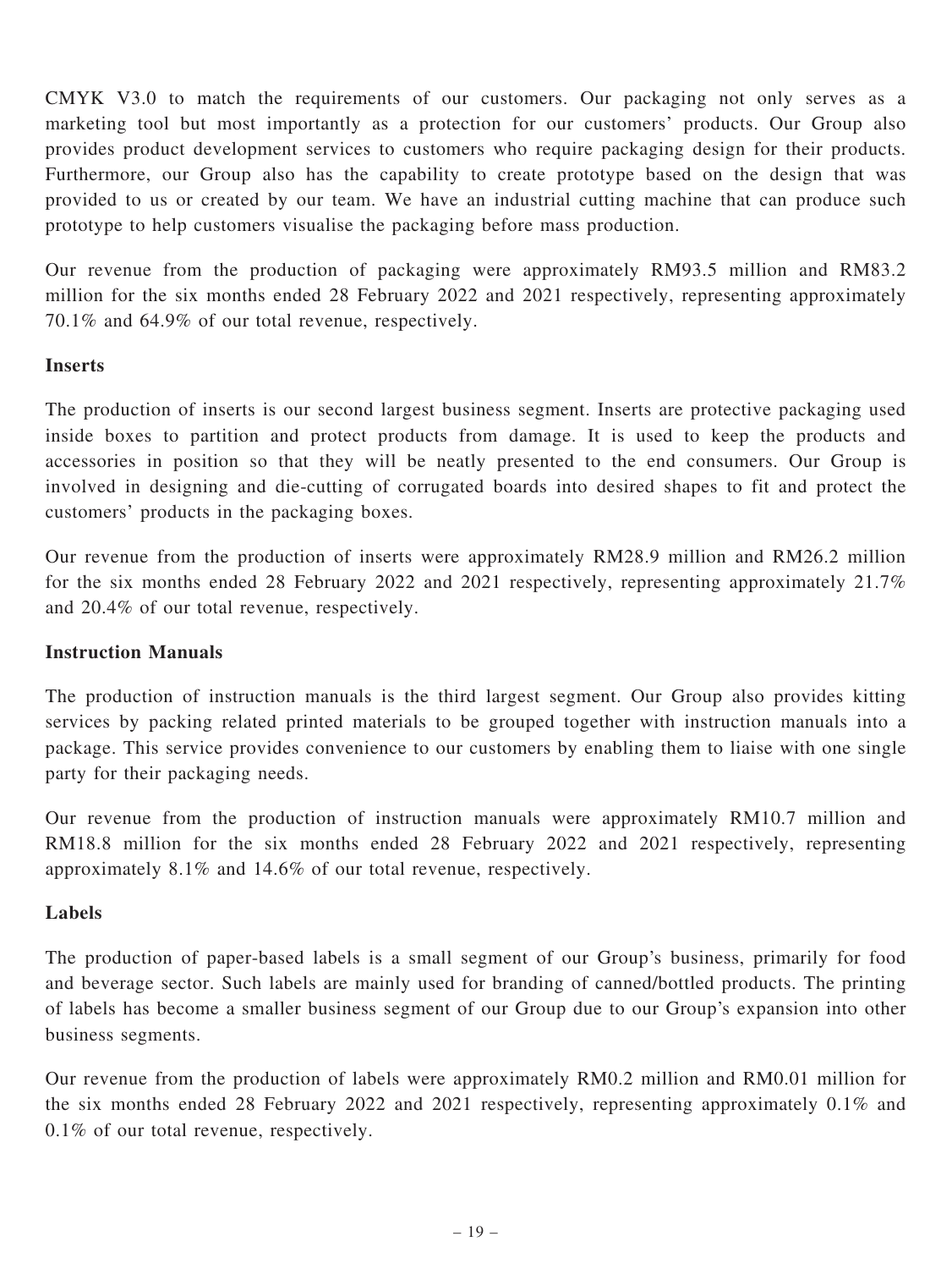CMYK V3.0 to match the requirements of our customers. Our packaging not only serves as a marketing tool but most importantly as a protection for our customers' products. Our Group also provides product development services to customers who require packaging design for their products. Furthermore, our Group also has the capability to create prototype based on the design that was provided to us or created by our team. We have an industrial cutting machine that can produce such prototype to help customers visualise the packaging before mass production.

Our revenue from the production of packaging were approximately RM93.5 million and RM83.2 million for the six months ended 28 February 2022 and 2021 respectively, representing approximately 70.1% and 64.9% of our total revenue, respectively.

**Inserts**

The production of inserts is our second largest business segment. Inserts are protective packaging used inside boxes to partition and protect products from damage. It is used to keep the products and accessories in position so that they will be neatly presented to the end consumers. Our Group is involved in designing and die-cutting of corrugated boards into desired shapes to fit and protect the customers' products in the packaging boxes.

Our revenue from the production of inserts were approximately RM28.9 million and RM26.2 million for the six months ended 28 February 2022 and 2021 respectively, representing approximately 21.7% and 20.4% of our total revenue, respectively.

**Instruction Manuals**

The production of instruction manuals is the third largest segment. Our Group also provides kitting services by packing related printed materials to be grouped together with instruction manuals into a package. This service provides convenience to our customers by enabling them to liaise with one single party for their packaging needs.

Our revenue from the production of instruction manuals were approximately RM10.7 million and RM18.8 million for the six months ended 28 February 2022 and 2021 respectively, representing approximately 8.1% and 14.6% of our total revenue, respectively.

**Labels**

The production of paper-based labels is a small segment of our Group's business, primarily for food and beverage sector. Such labels are mainly used for branding of canned/bottled products. The printing of labels has become a smaller business segment of our Group due to our Group's expansion into other business segments.

Our revenue from the production of labels were approximately RM0.2 million and RM0.01 million for the six months ended 28 February 2022 and 2021 respectively, representing approximately 0.1% and 0.1% of our total revenue, respectively.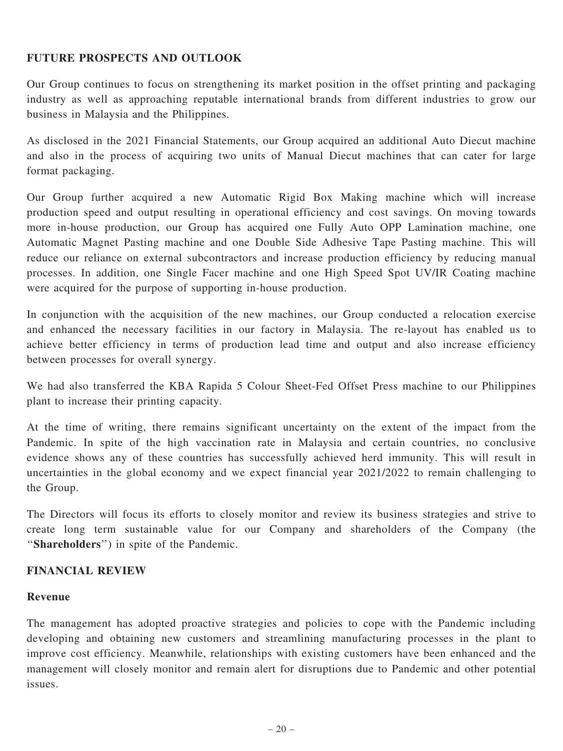## FUTURE PROSPECTS AND OUTLOOK

Our Group continues to focus on strengthening its market position in the offset printing and packaging industry as well as approaching reputable international brands from different industries to grow our business in Malaysia and the Philippines.

As disclosed in the 2021 Financial Statements, our Group acquired an additional Auto Diecut machine and also in the process of acquiring two units of Manual Diecut machines that can cater for large format packaging.

Our Group further acquired a new Automatic Rigid Box Making machine which will increase production speed and output resulting in operational efficiency and cost savings. On moving towards more in-house production, our Group has acquired one Fully Auto OPP Lamination machine, one Automatic Magnet Pasting machine and one Double Side Adhesive Tape Pasting machine. This will reduce our reliance on external subcontractors and increase production efficiency by reducing manual processes. In addition, one Single Facer machine and one High Speed Spot UV/IR Coating machine were acquired for the purpose of supporting in-house production.

In conjunction with the acquisition of the new machines, our Group conducted a relocation exercise and enhanced the necessary facilities in our factory in Malaysia. The re-layout has enabled us to achieve better efficiency in terms of production lead time and output and also increase efficiency between processes for overall synergy.

We had also transferred the KBA Rapida 5 Colour Sheet-Fed Offset Press machine to our Philippines plant to increase their printing capacity.

At the time of writing, there remains significant uncertainty on the extent of the impact from the Pandemic. In spite of the high vaccination rate in Malaysia and certain countries, no conclusive evidence shows any of these countries has successfully achieved herd immunity. This will result in uncertainties in the global economy and we expect financial year 2021/2022 to remain challenging to the Group.

The Directors will focus its efforts to closely monitor and review its business strategies and strive to create long term sustainable value for our Company and shareholders of the Company (the "**Shareholders**") in spite of the Pandemic.

## FINANCIAL REVIEW

### Revenue

The management has adopted proactive strategies and policies to cope with the Pandemic including developing and obtaining new customers and streamlining manufacturing processes in the plant to improve cost efficiency. Meanwhile, relationships with existing customers have been enhanced and the management will closely monitor and remain alert for disruptions due to Pandemic and other potential issues.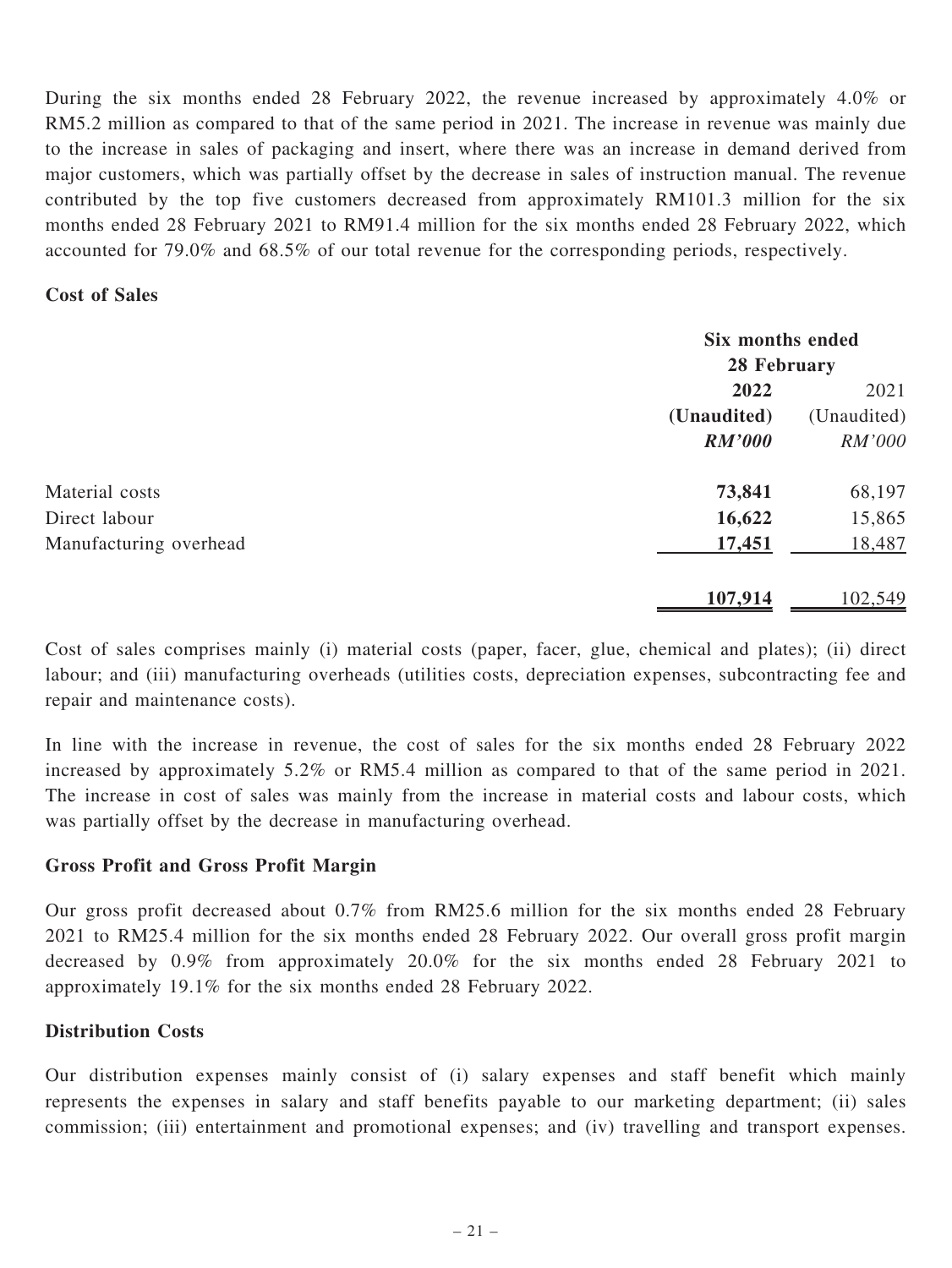During the six months ended 28 February 2022, the revenue increased by approximately 4.0% or RM5.2 million as compared to that of the same period in 2021. The increase in revenue was mainly due to the increase in sales of packaging and insert, where there was an increase in demand derived from major customers, which was partially offset by the decrease in sales of instruction manual. The revenue contributed by the top five customers decreased from approximately RM101.3 million for the six months ended 28 February 2021 to RM91.4 million for the six months ended 28 February 2022, which accounted for 79.0% and 68.5% of our total revenue for the corresponding periods, respectively.

**Cost of Sales**

| | Six months ended 28 February | |
|---|---|---|
| | **2022** | 2021 |
| | **(Unaudited)** | (Unaudited) |
| | ***RM'000*** | *RM'000* |
| Material costs | **73,841** | 68,197 |
| Direct labour | **16,622** | 15,865 |
| Manufacturing overhead | **17,451** | 18,487 |
| | **107,914** | 102,549 |

Cost of sales comprises mainly (i) material costs (paper, facer, glue, chemical and plates); (ii) direct labour; and (iii) manufacturing overheads (utilities costs, depreciation expenses, subcontracting fee and repair and maintenance costs).

In line with the increase in revenue, the cost of sales for the six months ended 28 February 2022 increased by approximately 5.2% or RM5.4 million as compared to that of the same period in 2021. The increase in cost of sales was mainly from the increase in material costs and labour costs, which was partially offset by the decrease in manufacturing overhead.

**Gross Profit and Gross Profit Margin**

Our gross profit decreased about 0.7% from RM25.6 million for the six months ended 28 February 2021 to RM25.4 million for the six months ended 28 February 2022. Our overall gross profit margin decreased by 0.9% from approximately 20.0% for the six months ended 28 February 2021 to approximately 19.1% for the six months ended 28 February 2022.

**Distribution Costs**

Our distribution expenses mainly consist of (i) salary expenses and staff benefit which mainly represents the expenses in salary and staff benefits payable to our marketing department; (ii) sales commission; (iii) entertainment and promotional expenses; and (iv) travelling and transport expenses.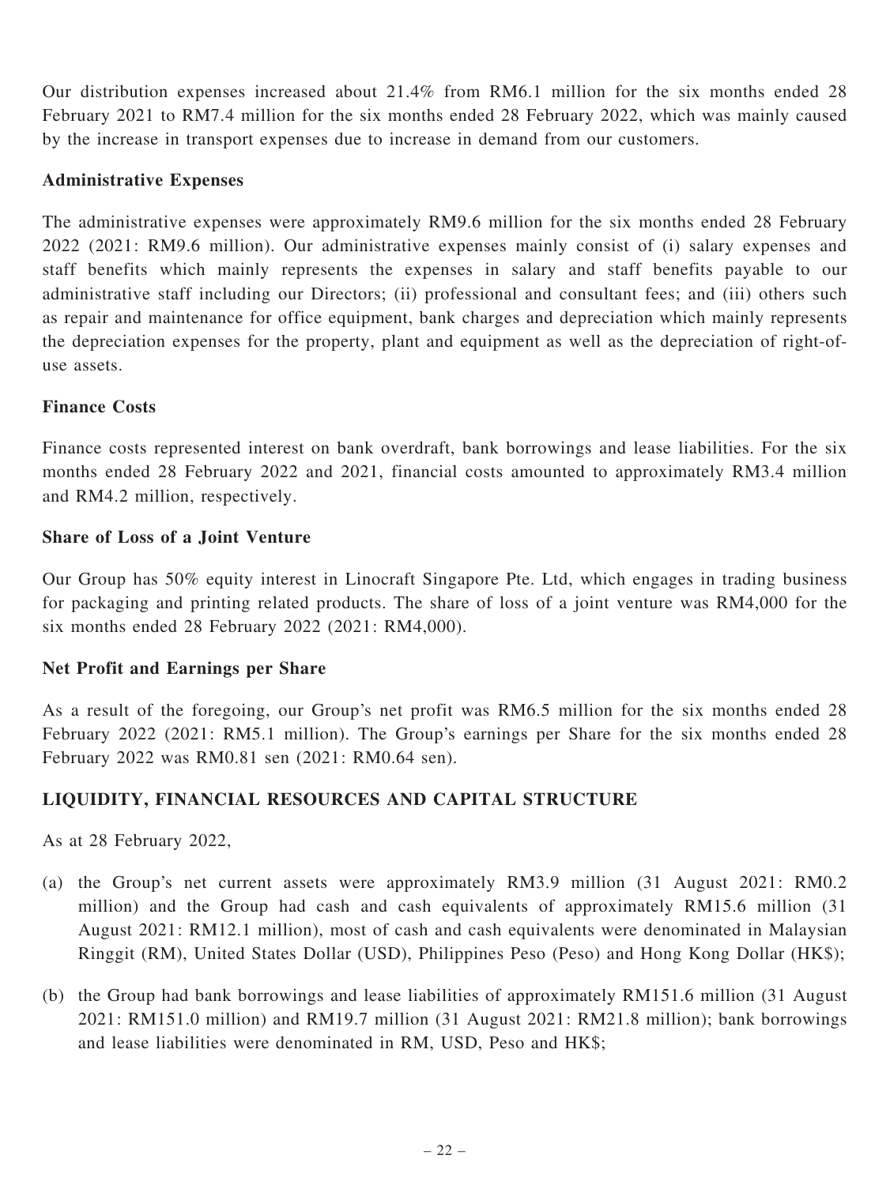Our distribution expenses increased about 21.4% from RM6.1 million for the six months ended 28 February 2021 to RM7.4 million for the six months ended 28 February 2022, which was mainly caused by the increase in transport expenses due to increase in demand from our customers.

### Administrative Expenses

The administrative expenses were approximately RM9.6 million for the six months ended 28 February 2022 (2021: RM9.6 million). Our administrative expenses mainly consist of (i) salary expenses and staff benefits which mainly represents the expenses in salary and staff benefits payable to our administrative staff including our Directors; (ii) professional and consultant fees; and (iii) others such as repair and maintenance for office equipment, bank charges and depreciation which mainly represents the depreciation expenses for the property, plant and equipment as well as the depreciation of right-of-use assets.

### Finance Costs

Finance costs represented interest on bank overdraft, bank borrowings and lease liabilities. For the six months ended 28 February 2022 and 2021, financial costs amounted to approximately RM3.4 million and RM4.2 million, respectively.

### Share of Loss of a Joint Venture

Our Group has 50% equity interest in Linocraft Singapore Pte. Ltd, which engages in trading business for packaging and printing related products. The share of loss of a joint venture was RM4,000 for the six months ended 28 February 2022 (2021: RM4,000).

### Net Profit and Earnings per Share

As a result of the foregoing, our Group's net profit was RM6.5 million for the six months ended 28 February 2022 (2021: RM5.1 million). The Group's earnings per Share for the six months ended 28 February 2022 was RM0.81 sen (2021: RM0.64 sen).

## LIQUIDITY, FINANCIAL RESOURCES AND CAPITAL STRUCTURE

As at 28 February 2022,

(a) the Group's net current assets were approximately RM3.9 million (31 August 2021: RM0.2 million) and the Group had cash and cash equivalents of approximately RM15.6 million (31 August 2021: RM12.1 million), most of cash and cash equivalents were denominated in Malaysian Ringgit (RM), United States Dollar (USD), Philippines Peso (Peso) and Hong Kong Dollar (HK$);

(b) the Group had bank borrowings and lease liabilities of approximately RM151.6 million (31 August 2021: RM151.0 million) and RM19.7 million (31 August 2021: RM21.8 million); bank borrowings and lease liabilities were denominated in RM, USD, Peso and HK$;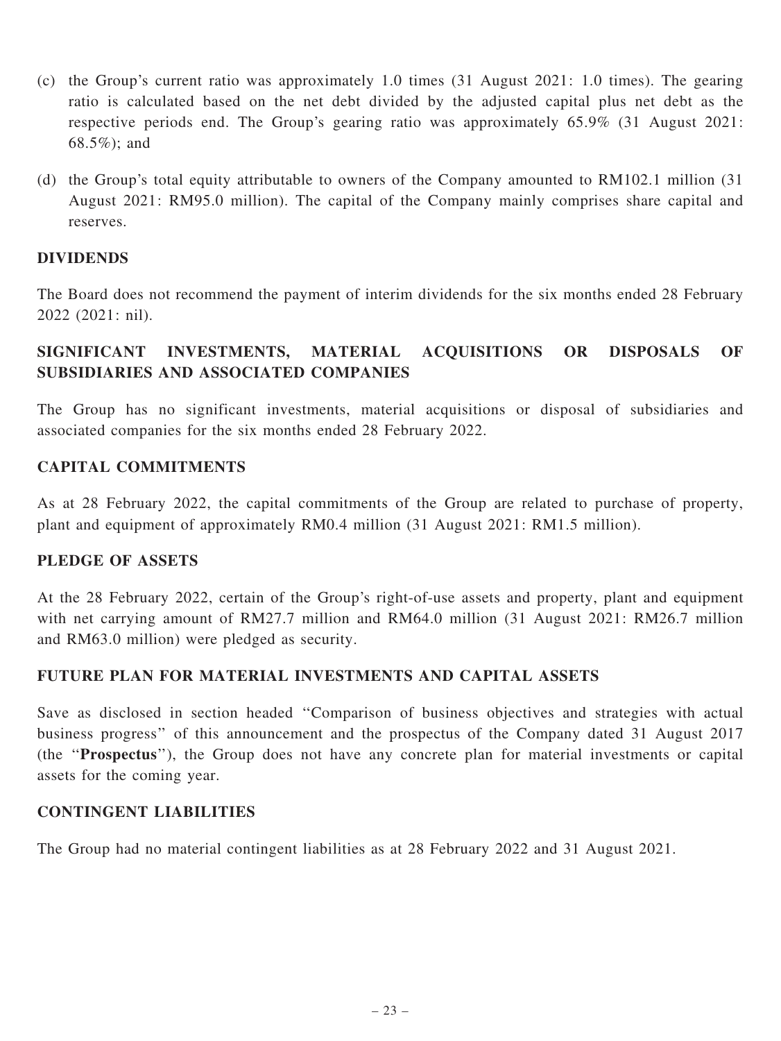(c) the Group's current ratio was approximately 1.0 times (31 August 2021: 1.0 times). The gearing ratio is calculated based on the net debt divided by the adjusted capital plus net debt as the respective periods end. The Group's gearing ratio was approximately 65.9% (31 August 2021: 68.5%); and

(d) the Group's total equity attributable to owners of the Company amounted to RM102.1 million (31 August 2021: RM95.0 million). The capital of the Company mainly comprises share capital and reserves.

## DIVIDENDS

The Board does not recommend the payment of interim dividends for the six months ended 28 February 2022 (2021: nil).

## SIGNIFICANT INVESTMENTS, MATERIAL ACQUISITIONS OR DISPOSALS OF SUBSIDIARIES AND ASSOCIATED COMPANIES

The Group has no significant investments, material acquisitions or disposal of subsidiaries and associated companies for the six months ended 28 February 2022.

## CAPITAL COMMITMENTS

As at 28 February 2022, the capital commitments of the Group are related to purchase of property, plant and equipment of approximately RM0.4 million (31 August 2021: RM1.5 million).

## PLEDGE OF ASSETS

At the 28 February 2022, certain of the Group's right-of-use assets and property, plant and equipment with net carrying amount of RM27.7 million and RM64.0 million (31 August 2021: RM26.7 million and RM63.0 million) were pledged as security.

## FUTURE PLAN FOR MATERIAL INVESTMENTS AND CAPITAL ASSETS

Save as disclosed in section headed "Comparison of business objectives and strategies with actual business progress" of this announcement and the prospectus of the Company dated 31 August 2017 (the "**Prospectus**"), the Group does not have any concrete plan for material investments or capital assets for the coming year.

## CONTINGENT LIABILITIES

The Group had no material contingent liabilities as at 28 February 2022 and 31 August 2021.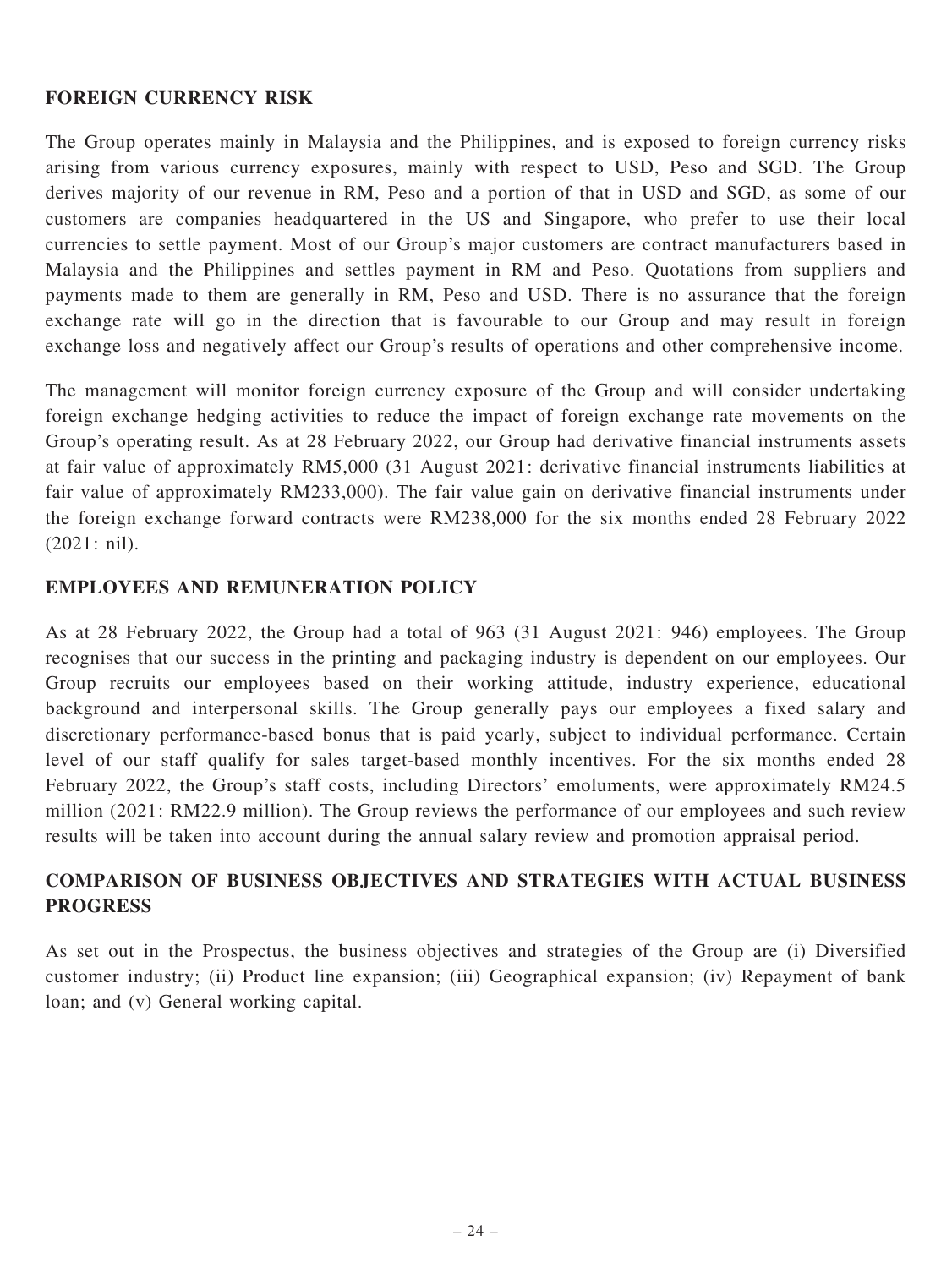## FOREIGN CURRENCY RISK

The Group operates mainly in Malaysia and the Philippines, and is exposed to foreign currency risks arising from various currency exposures, mainly with respect to USD, Peso and SGD. The Group derives majority of our revenue in RM, Peso and a portion of that in USD and SGD, as some of our customers are companies headquartered in the US and Singapore, who prefer to use their local currencies to settle payment. Most of our Group's major customers are contract manufacturers based in Malaysia and the Philippines and settles payment in RM and Peso. Quotations from suppliers and payments made to them are generally in RM, Peso and USD. There is no assurance that the foreign exchange rate will go in the direction that is favourable to our Group and may result in foreign exchange loss and negatively affect our Group's results of operations and other comprehensive income.

The management will monitor foreign currency exposure of the Group and will consider undertaking foreign exchange hedging activities to reduce the impact of foreign exchange rate movements on the Group's operating result. As at 28 February 2022, our Group had derivative financial instruments assets at fair value of approximately RM5,000 (31 August 2021: derivative financial instruments liabilities at fair value of approximately RM233,000). The fair value gain on derivative financial instruments under the foreign exchange forward contracts were RM238,000 for the six months ended 28 February 2022 (2021: nil).

## EMPLOYEES AND REMUNERATION POLICY

As at 28 February 2022, the Group had a total of 963 (31 August 2021: 946) employees. The Group recognises that our success in the printing and packaging industry is dependent on our employees. Our Group recruits our employees based on their working attitude, industry experience, educational background and interpersonal skills. The Group generally pays our employees a fixed salary and discretionary performance-based bonus that is paid yearly, subject to individual performance. Certain level of our staff qualify for sales target-based monthly incentives. For the six months ended 28 February 2022, the Group's staff costs, including Directors' emoluments, were approximately RM24.5 million (2021: RM22.9 million). The Group reviews the performance of our employees and such review results will be taken into account during the annual salary review and promotion appraisal period.

## COMPARISON OF BUSINESS OBJECTIVES AND STRATEGIES WITH ACTUAL BUSINESS PROGRESS

As set out in the Prospectus, the business objectives and strategies of the Group are (i) Diversified customer industry; (ii) Product line expansion; (iii) Geographical expansion; (iv) Repayment of bank loan; and (v) General working capital.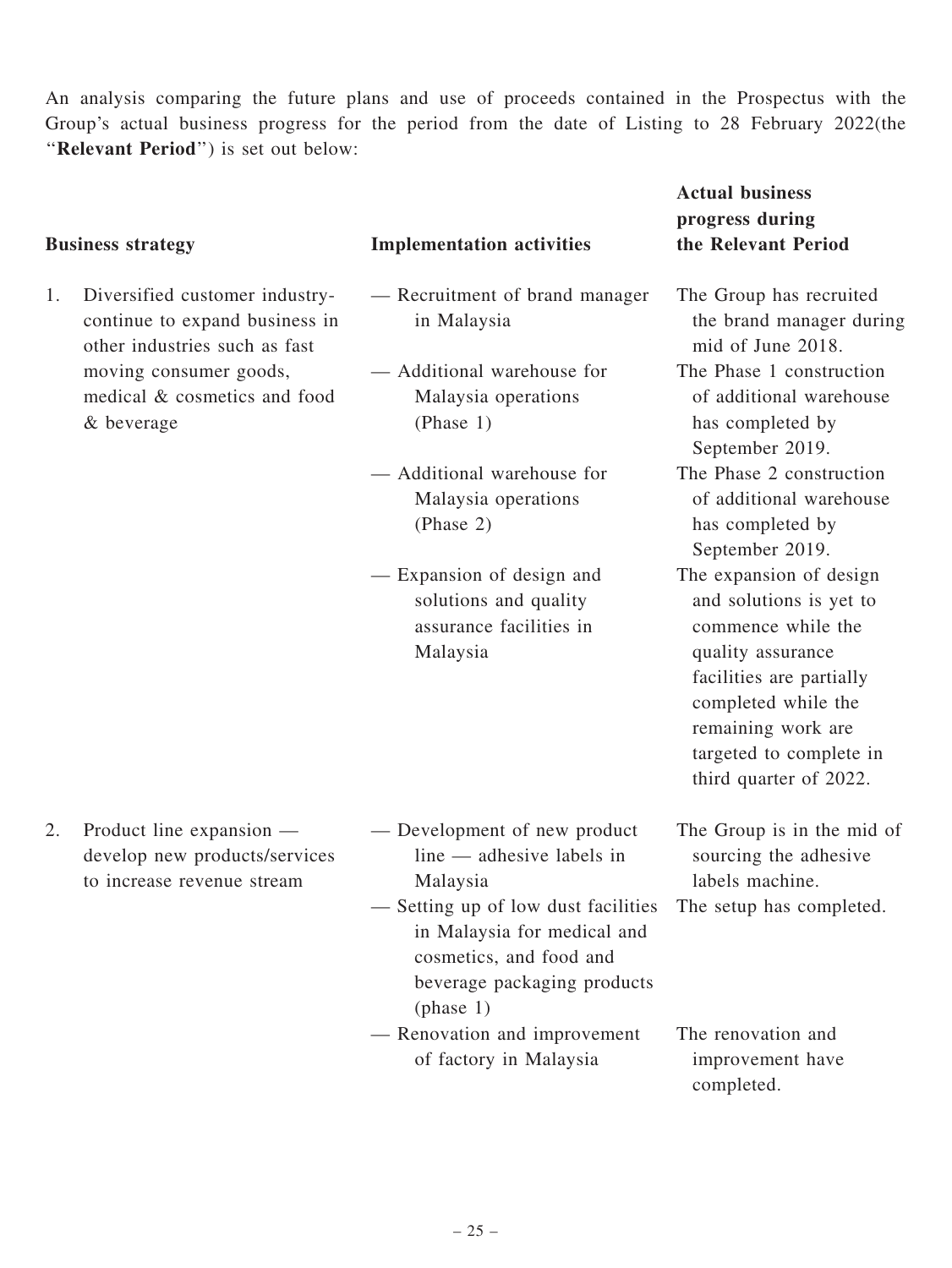An analysis comparing the future plans and use of proceeds contained in the Prospectus with the Group's actual business progress for the period from the date of Listing to 28 February 2022(the "**Relevant Period**") is set out below:

| Business strategy | Implementation activities | Actual business progress during the Relevant Period |
|---|---|---|
| 1. Diversified customer industry-continue to expand business in other industries such as fast moving consumer goods, medical & cosmetics and food & beverage | — Recruitment of brand manager in Malaysia | The Group has recruited the brand manager during mid of June 2018. |
| | — Additional warehouse for Malaysia operations (Phase 1) | The Phase 1 construction of additional warehouse has completed by September 2019. |
| | — Additional warehouse for Malaysia operations (Phase 2) | The Phase 2 construction of additional warehouse has completed by September 2019. |
| | — Expansion of design and solutions and quality assurance facilities in Malaysia | The expansion of design and solutions is yet to commence while the quality assurance facilities are partially completed while the remaining work are targeted to complete in third quarter of 2022. |
| 2. Product line expansion — develop new products/services to increase revenue stream | — Development of new product line — adhesive labels in Malaysia | The Group is in the mid of sourcing the adhesive labels machine. |
| | — Setting up of low dust facilities in Malaysia for medical and cosmetics, and food and beverage packaging products (phase 1) | The setup has completed. |
| | — Renovation and improvement of factory in Malaysia | The renovation and improvement have completed. |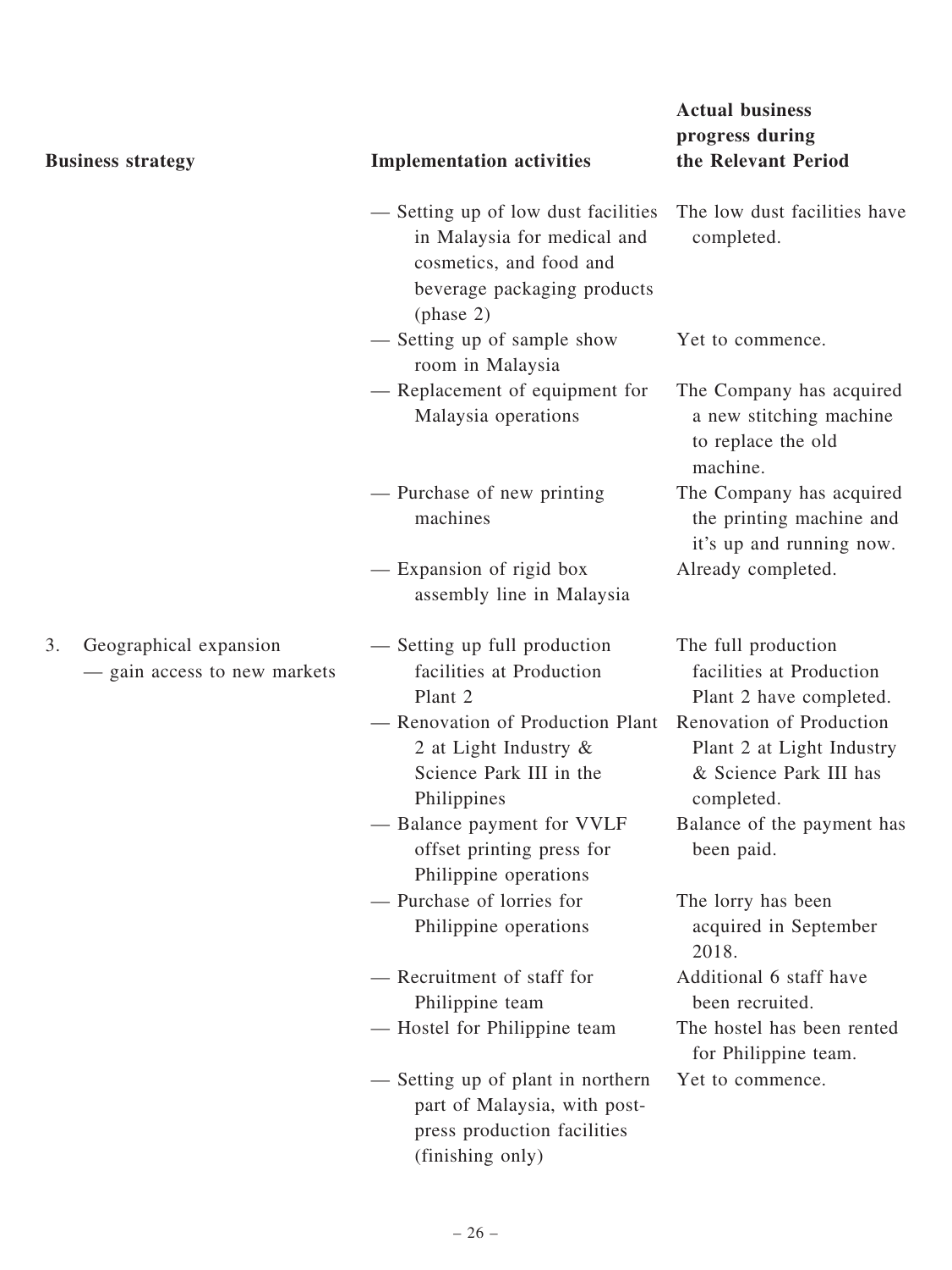| Business strategy | Implementation activities | Actual business progress during the Relevant Period |
|---|---|---|
| | — Setting up of low dust facilities in Malaysia for medical and cosmetics, and food and beverage packaging products (phase 2) | The low dust facilities have completed. |
| | — Setting up of sample show room in Malaysia | Yet to commence. |
| | — Replacement of equipment for Malaysia operations | The Company has acquired a new stitching machine to replace the old machine. |
| | — Purchase of new printing machines | The Company has acquired the printing machine and it's up and running now. |
| | — Expansion of rigid box assembly line in Malaysia | Already completed. |
| 3. Geographical expansion — gain access to new markets | — Setting up full production facilities at Production Plant 2 | The full production facilities at Production Plant 2 have completed. |
| | — Renovation of Production Plant 2 at Light Industry & Science Park III in the Philippines | Renovation of Production Plant 2 at Light Industry & Science Park III has completed. |
| | — Balance payment for VVLF offset printing press for Philippine operations | Balance of the payment has been paid. |
| | — Purchase of lorries for Philippine operations | The lorry has been acquired in September 2018. |
| | — Recruitment of staff for Philippine team | Additional 6 staff have been recruited. |
| | — Hostel for Philippine team | The hostel has been rented for Philippine team. |
| | — Setting up of plant in northern part of Malaysia, with post-press production facilities (finishing only) | Yet to commence. |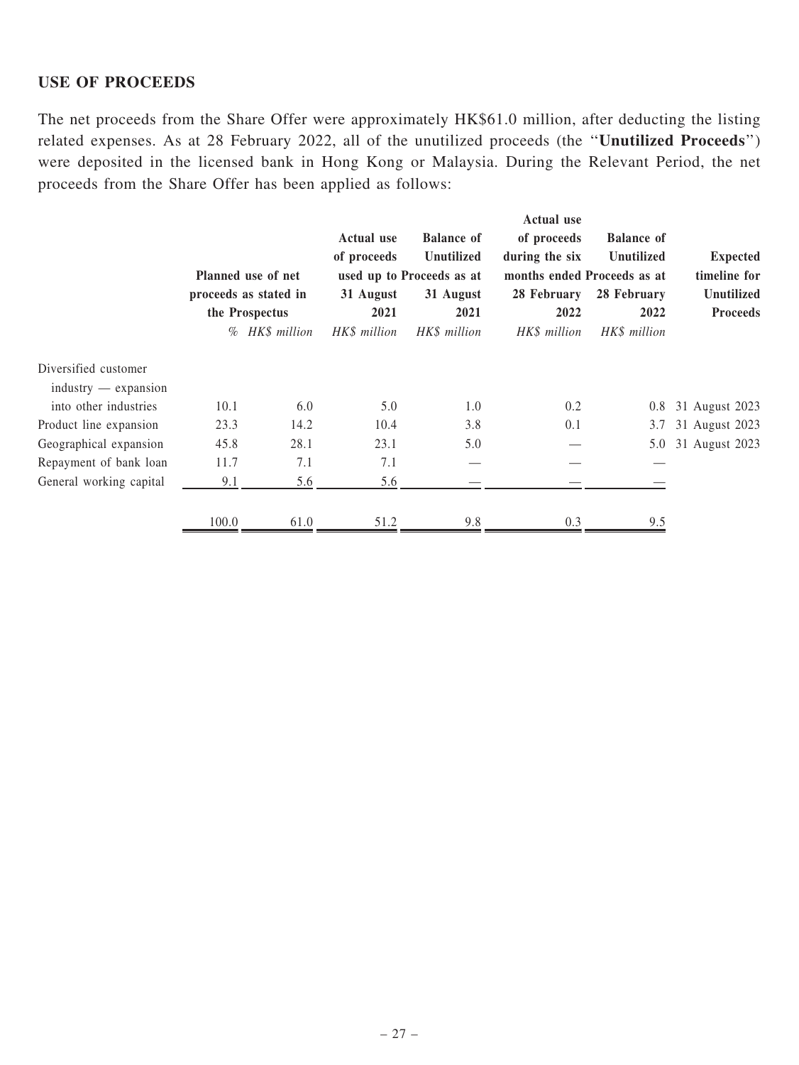## USE OF PROCEEDS

The net proceeds from the Share Offer were approximately HK$61.0 million, after deducting the listing related expenses. As at 28 February 2022, all of the unutilized proceeds (the "**Unutilized Proceeds**") were deposited in the licensed bank in Hong Kong or Malaysia. During the Relevant Period, the net proceeds from the Share Offer has been applied as follows:

| | Planned use of net proceeds as stated in the Prospectus | | Actual use of proceeds used up to 31 August 2021 | Balance of Unutilized Proceeds as at 31 August 2021 | Actual use of proceeds during the six months ended 28 February 2022 | Balance of Unutilized Proceeds as at 28 February 2022 | Expected timeline for Unutilized Proceeds |
|---|---|---|---|---|---|---|---|
| | *%* | *HK$ million* | *HK$ million* | *HK$ million* | *HK$ million* | *HK$ million* | |
| Diversified customer industry — expansion into other industries | 10.1 | 6.0 | 5.0 | 1.0 | 0.2 | 0.8 | 31 August 2023 |
| Product line expansion | 23.3 | 14.2 | 10.4 | 3.8 | 0.1 | 3.7 | 31 August 2023 |
| Geographical expansion | 45.8 | 28.1 | 23.1 | 5.0 | — | 5.0 | 31 August 2023 |
| Repayment of bank loan | 11.7 | 7.1 | 7.1 | — | — | — | |
| General working capital | 9.1 | 5.6 | 5.6 | — | — | — | |
| | 100.0 | 61.0 | 51.2 | 9.8 | 0.3 | 9.5 | |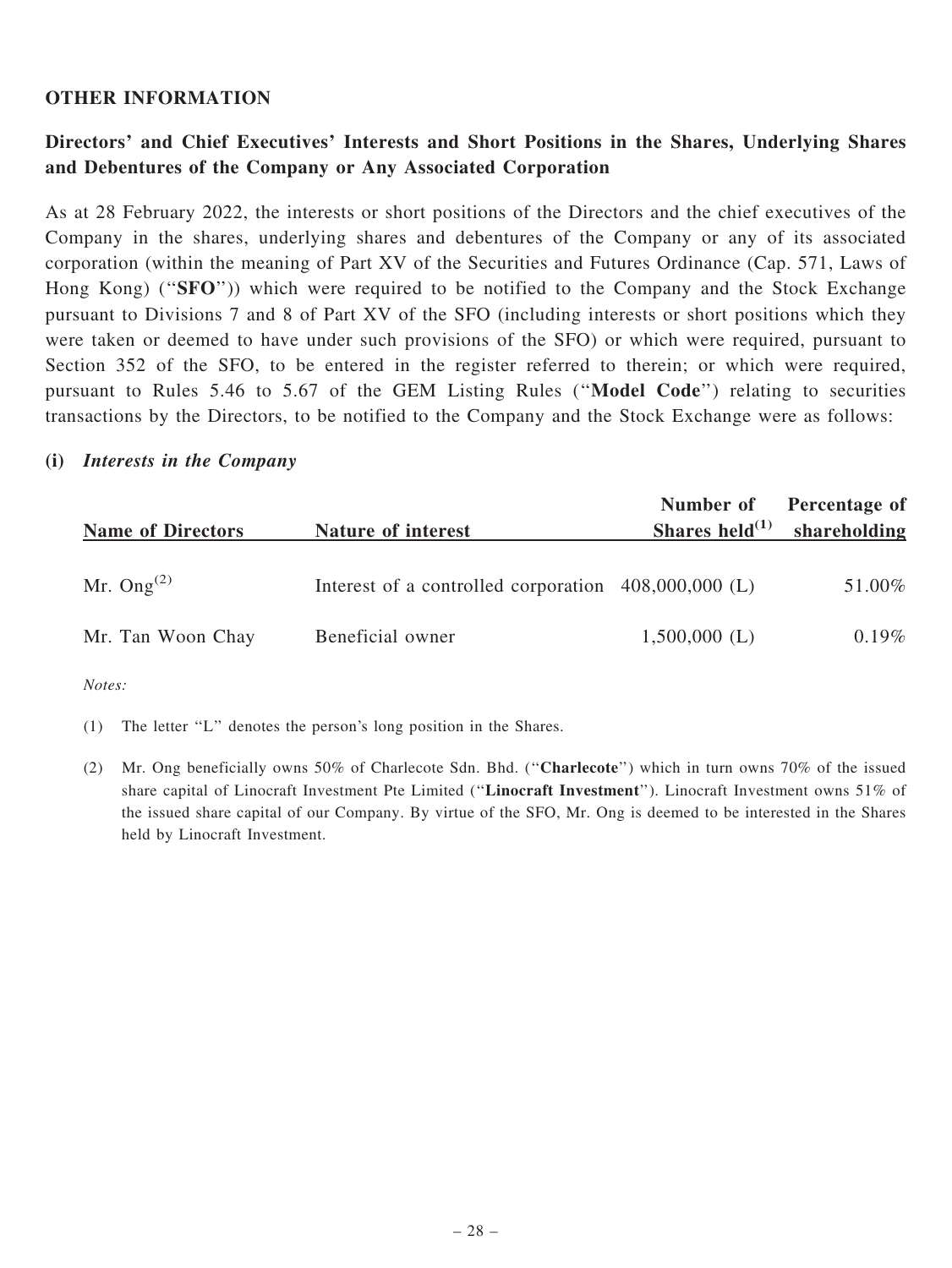## OTHER INFORMATION

### Directors' and Chief Executives' Interests and Short Positions in the Shares, Underlying Shares and Debentures of the Company or Any Associated Corporation

As at 28 February 2022, the interests or short positions of the Directors and the chief executives of the Company in the shares, underlying shares and debentures of the Company or any of its associated corporation (within the meaning of Part XV of the Securities and Futures Ordinance (Cap. 571, Laws of Hong Kong) ("**SFO**")) which were required to be notified to the Company and the Stock Exchange pursuant to Divisions 7 and 8 of Part XV of the SFO (including interests or short positions which they were taken or deemed to have under such provisions of the SFO) or which were required, pursuant to Section 352 of the SFO, to be entered in the register referred to therein; or which were required, pursuant to Rules 5.46 to 5.67 of the GEM Listing Rules ("**Model Code**") relating to securities transactions by the Directors, to be notified to the Company and the Stock Exchange were as follows:

#### (i) *Interests in the Company*

| Name of Directors | Nature of interest | Number of Shares held[(1)] | Percentage of shareholding |
|---|---|---|---|
| Mr. Ong[(2)] | Interest of a controlled corporation | 408,000,000 (L) | 51.00% |
| Mr. Tan Woon Chay | Beneficial owner | 1,500,000 (L) | 0.19% |

*Notes:*

(1) The letter "L" denotes the person's long position in the Shares.

(2) Mr. Ong beneficially owns 50% of Charlecote Sdn. Bhd. ("**Charlecote**") which in turn owns 70% of the issued share capital of Linocraft Investment Pte Limited ("**Linocraft Investment**"). Linocraft Investment owns 51% of the issued share capital of our Company. By virtue of the SFO, Mr. Ong is deemed to be interested in the Shares held by Linocraft Investment.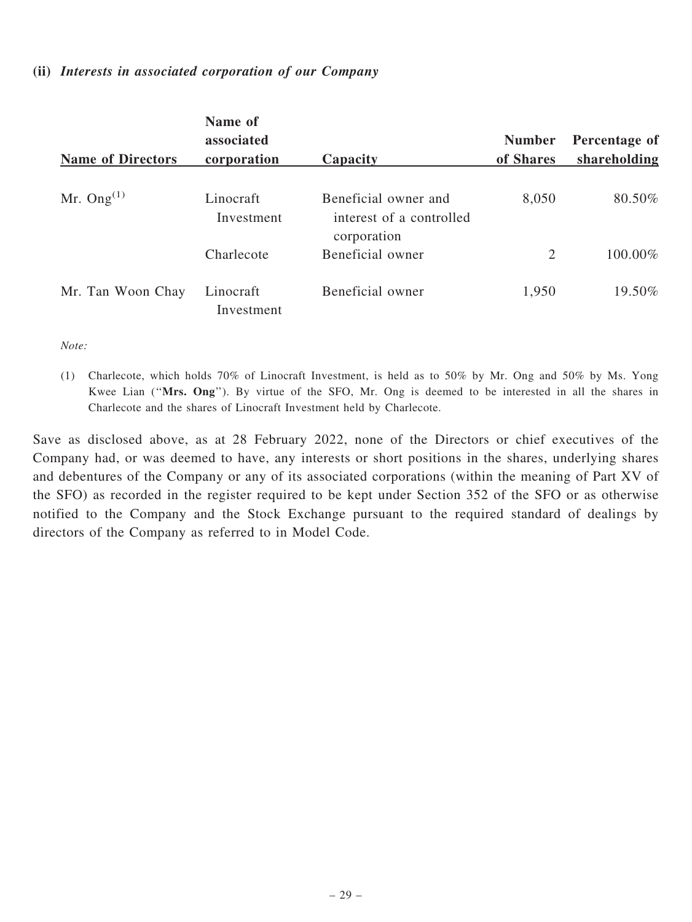**(ii)** ***Interests in associated corporation of our Company***

| Name of Directors | Name of associated corporation | Capacity | Number of Shares | Percentage of shareholding |
|---|---|---|---|---|
| Mr. Ong[(1)] | Linocraft Investment | Beneficial owner and interest of a controlled corporation | 8,050 | 80.50% |
| | Charlecote | Beneficial owner | 2 | 100.00% |
| Mr. Tan Woon Chay | Linocraft Investment | Beneficial owner | 1,950 | 19.50% |

*Note:*

(1) Charlecote, which holds 70% of Linocraft Investment, is held as to 50% by Mr. Ong and 50% by Ms. Yong Kwee Lian ("**Mrs. Ong**"). By virtue of the SFO, Mr. Ong is deemed to be interested in all the shares in Charlecote and the shares of Linocraft Investment held by Charlecote.

Save as disclosed above, as at 28 February 2022, none of the Directors or chief executives of the Company had, or was deemed to have, any interests or short positions in the shares, underlying shares and debentures of the Company or any of its associated corporations (within the meaning of Part XV of the SFO) as recorded in the register required to be kept under Section 352 of the SFO or as otherwise notified to the Company and the Stock Exchange pursuant to the required standard of dealings by directors of the Company as referred to in Model Code.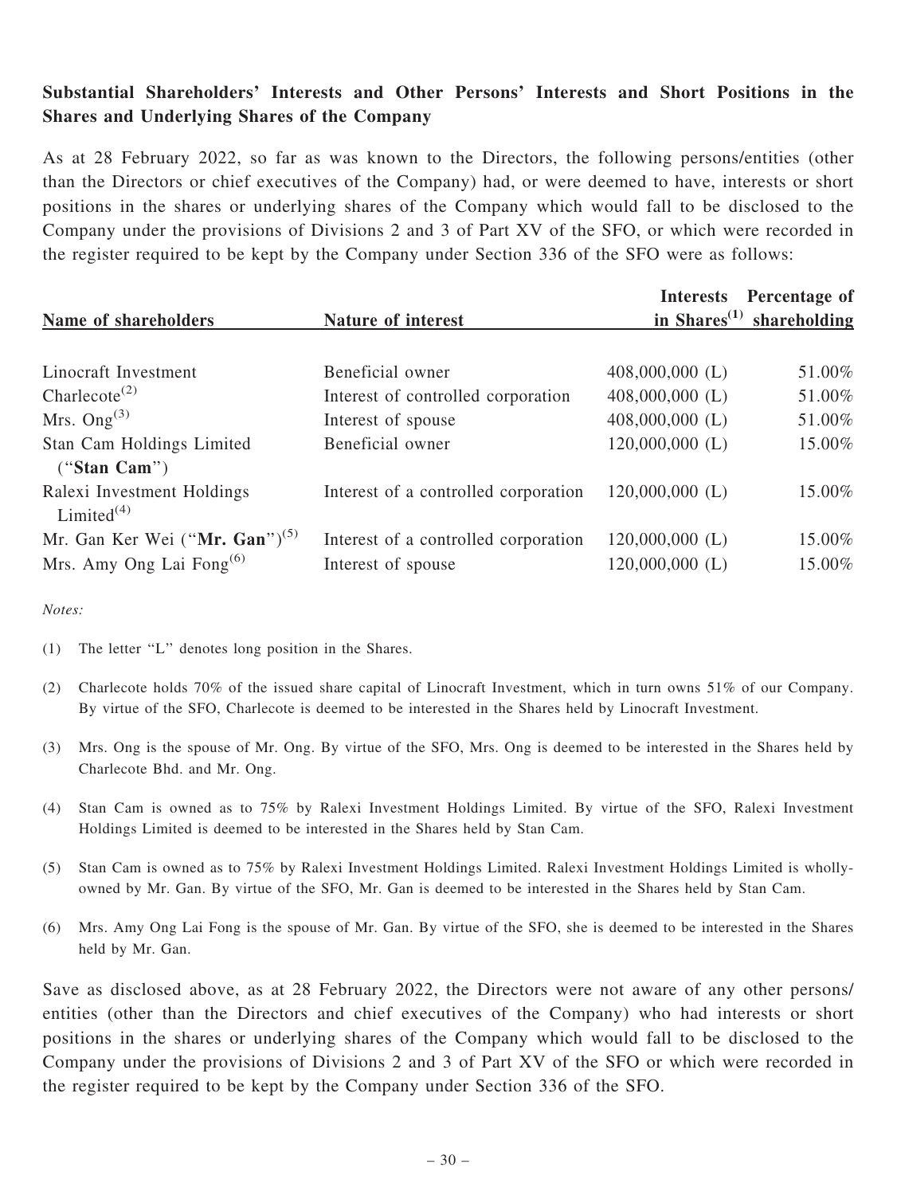**Substantial Shareholders' Interests and Other Persons' Interests and Short Positions in the Shares and Underlying Shares of the Company**

As at 28 February 2022, so far as was known to the Directors, the following persons/entities (other than the Directors or chief executives of the Company) had, or were deemed to have, interests or short positions in the shares or underlying shares of the Company which would fall to be disclosed to the Company under the provisions of Divisions 2 and 3 of Part XV of the SFO, or which were recorded in the register required to be kept by the Company under Section 336 of the SFO were as follows:

| Name of shareholders | Nature of interest | Interests in Shares[(1)] | Percentage of shareholding |
|---|---|---|---|
| Linocraft Investment | Beneficial owner | 408,000,000 (L) | 51.00% |
| Charlecote[(2)] | Interest of controlled corporation | 408,000,000 (L) | 51.00% |
| Mrs. Ong[(3)] | Interest of spouse | 408,000,000 (L) | 51.00% |
| Stan Cam Holdings Limited ("**Stan Cam**") | Beneficial owner | 120,000,000 (L) | 15.00% |
| Ralexi Investment Holdings Limited[(4)] | Interest of a controlled corporation | 120,000,000 (L) | 15.00% |
| Mr. Gan Ker Wei ("**Mr. Gan**")[(5)] | Interest of a controlled corporation | 120,000,000 (L) | 15.00% |
| Mrs. Amy Ong Lai Fong[(6)] | Interest of spouse | 120,000,000 (L) | 15.00% |

*Notes:*

(1) The letter "L" denotes long position in the Shares.

(2) Charlecote holds 70% of the issued share capital of Linocraft Investment, which in turn owns 51% of our Company. By virtue of the SFO, Charlecote is deemed to be interested in the Shares held by Linocraft Investment.

(3) Mrs. Ong is the spouse of Mr. Ong. By virtue of the SFO, Mrs. Ong is deemed to be interested in the Shares held by Charlecote Bhd. and Mr. Ong.

(4) Stan Cam is owned as to 75% by Ralexi Investment Holdings Limited. By virtue of the SFO, Ralexi Investment Holdings Limited is deemed to be interested in the Shares held by Stan Cam.

(5) Stan Cam is owned as to 75% by Ralexi Investment Holdings Limited. Ralexi Investment Holdings Limited is wholly-owned by Mr. Gan. By virtue of the SFO, Mr. Gan is deemed to be interested in the Shares held by Stan Cam.

(6) Mrs. Amy Ong Lai Fong is the spouse of Mr. Gan. By virtue of the SFO, she is deemed to be interested in the Shares held by Mr. Gan.

Save as disclosed above, as at 28 February 2022, the Directors were not aware of any other persons/ entities (other than the Directors and chief executives of the Company) who had interests or short positions in the shares or underlying shares of the Company which would fall to be disclosed to the Company under the provisions of Divisions 2 and 3 of Part XV of the SFO or which were recorded in the register required to be kept by the Company under Section 336 of the SFO.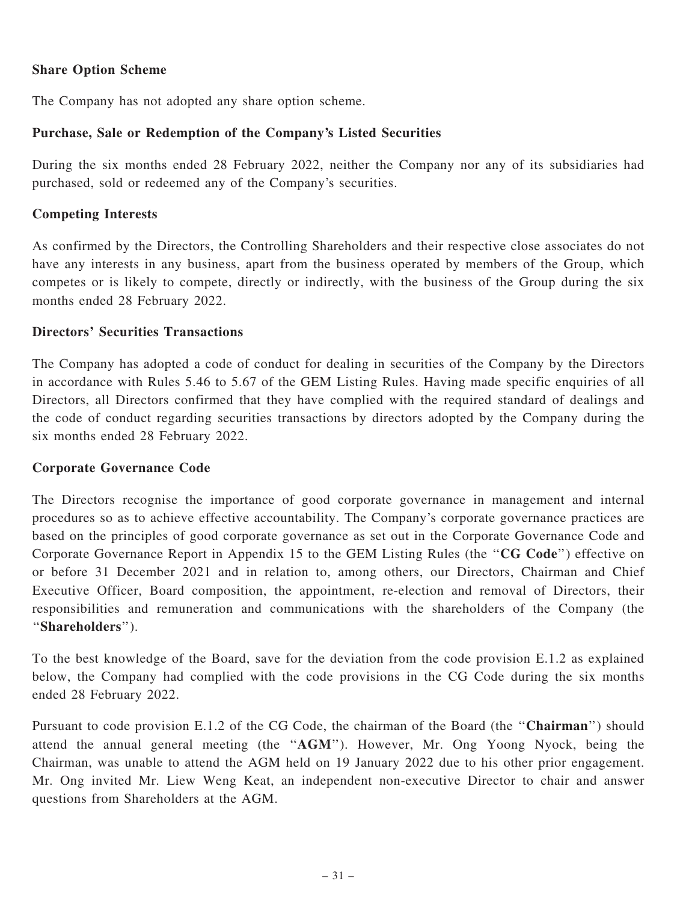## Share Option Scheme

The Company has not adopted any share option scheme.

## Purchase, Sale or Redemption of the Company's Listed Securities

During the six months ended 28 February 2022, neither the Company nor any of its subsidiaries had purchased, sold or redeemed any of the Company's securities.

## Competing Interests

As confirmed by the Directors, the Controlling Shareholders and their respective close associates do not have any interests in any business, apart from the business operated by members of the Group, which competes or is likely to compete, directly or indirectly, with the business of the Group during the six months ended 28 February 2022.

## Directors' Securities Transactions

The Company has adopted a code of conduct for dealing in securities of the Company by the Directors in accordance with Rules 5.46 to 5.67 of the GEM Listing Rules. Having made specific enquiries of all Directors, all Directors confirmed that they have complied with the required standard of dealings and the code of conduct regarding securities transactions by directors adopted by the Company during the six months ended 28 February 2022.

## Corporate Governance Code

The Directors recognise the importance of good corporate governance in management and internal procedures so as to achieve effective accountability. The Company's corporate governance practices are based on the principles of good corporate governance as set out in the Corporate Governance Code and Corporate Governance Report in Appendix 15 to the GEM Listing Rules (the "**CG Code**") effective on or before 31 December 2021 and in relation to, among others, our Directors, Chairman and Chief Executive Officer, Board composition, the appointment, re-election and removal of Directors, their responsibilities and remuneration and communications with the shareholders of the Company (the "**Shareholders**").

To the best knowledge of the Board, save for the deviation from the code provision E.1.2 as explained below, the Company had complied with the code provisions in the CG Code during the six months ended 28 February 2022.

Pursuant to code provision E.1.2 of the CG Code, the chairman of the Board (the "**Chairman**") should attend the annual general meeting (the "**AGM**"). However, Mr. Ong Yoong Nyock, being the Chairman, was unable to attend the AGM held on 19 January 2022 due to his other prior engagement. Mr. Ong invited Mr. Liew Weng Keat, an independent non-executive Director to chair and answer questions from Shareholders at the AGM.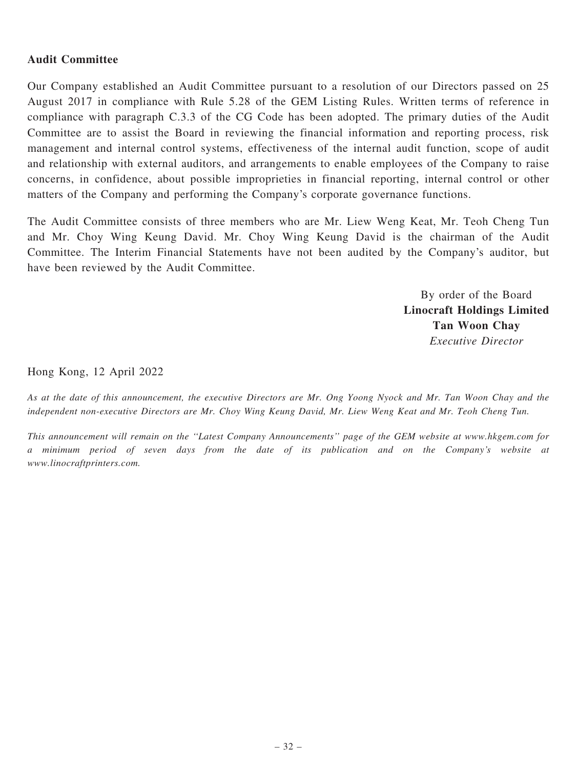**Audit Committee**

Our Company established an Audit Committee pursuant to a resolution of our Directors passed on 25 August 2017 in compliance with Rule 5.28 of the GEM Listing Rules. Written terms of reference in compliance with paragraph C.3.3 of the CG Code has been adopted. The primary duties of the Audit Committee are to assist the Board in reviewing the financial information and reporting process, risk management and internal control systems, effectiveness of the internal audit function, scope of audit and relationship with external auditors, and arrangements to enable employees of the Company to raise concerns, in confidence, about possible improprieties in financial reporting, internal control or other matters of the Company and performing the Company's corporate governance functions.

The Audit Committee consists of three members who are Mr. Liew Weng Keat, Mr. Teoh Cheng Tun and Mr. Choy Wing Keung David. Mr. Choy Wing Keung David is the chairman of the Audit Committee. The Interim Financial Statements have not been audited by the Company's auditor, but have been reviewed by the Audit Committee.

By order of the Board
**Linocraft Holdings Limited**
**Tan Woon Chay**
*Executive Director*

Hong Kong, 12 April 2022

*As at the date of this announcement, the executive Directors are Mr. Ong Yoong Nyock and Mr. Tan Woon Chay and the independent non-executive Directors are Mr. Choy Wing Keung David, Mr. Liew Weng Keat and Mr. Teoh Cheng Tun.*

*This announcement will remain on the "Latest Company Announcements" page of the GEM website at www.hkgem.com for a minimum period of seven days from the date of its publication and on the Company's website at www.linocraftprinters.com.*